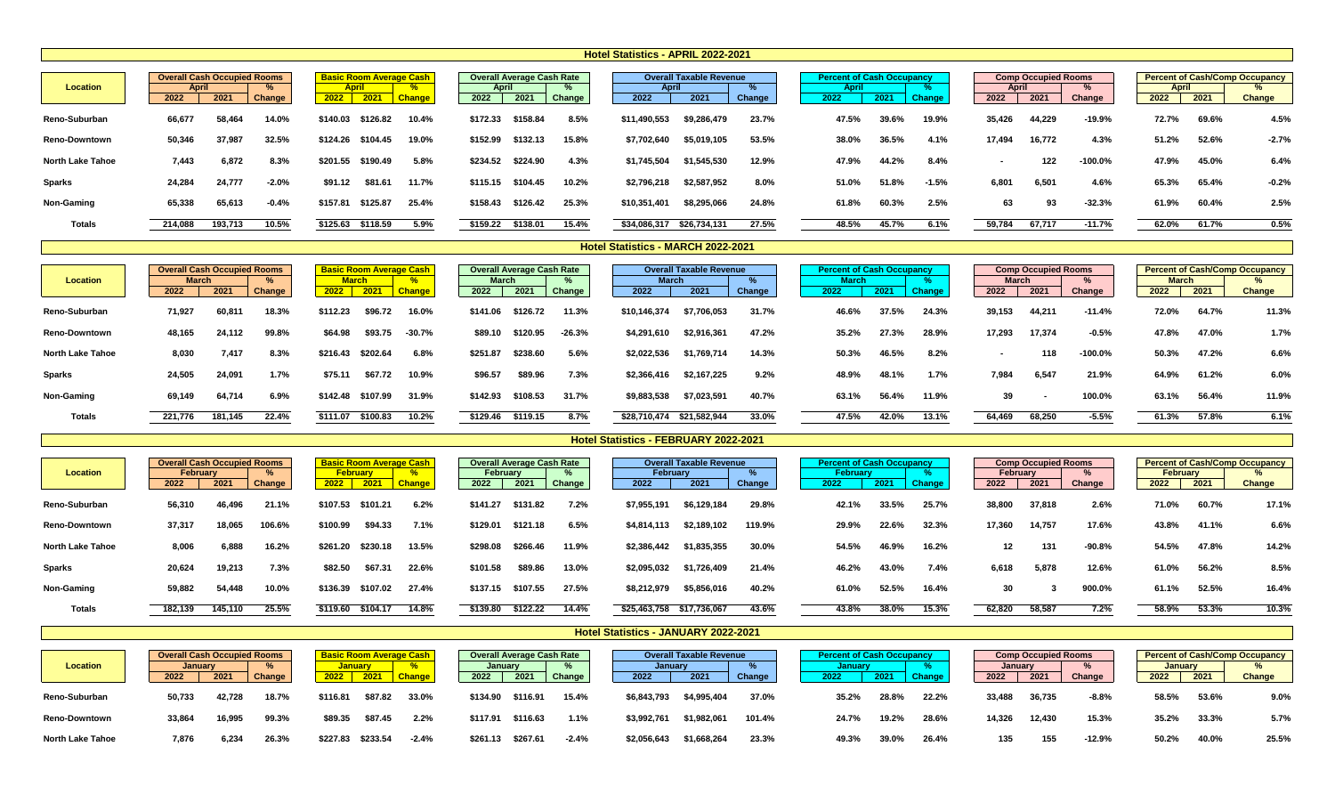# Hotel Statistics - APRIL 2022-2021

| Location | Overall Cash Occupied Rooms April 2022 | 2021 | % Change | Basic Room Average Cash April 2022 | 2021 | % Change | Overall Average Cash Rate April 2022 | 2021 | % Change | Overall Taxable Revenue April 2022 | 2021 | % Change | Percent of Cash Occupancy April 2022 | 2021 | % Change | Comp Occupied Rooms April 2022 | 2021 | % Change | Percent of Cash/Comp Occupancy April 2022 | 2021 | % Change |
|---|---|---|---|---|---|---|---|---|---|---|---|---|---|---|---|---|---|---|---|---|---|
| Reno-Suburban | 66,677 | 58,464 | 14.0% | $140.03 | $126.82 | 10.4% | $172.33 | $158.84 | 8.5% | $11,490,553 | $9,286,479 | 23.7% | 47.5% | 39.6% | 19.9% | 35,426 | 44,229 | -19.9% | 72.7% | 69.6% | 4.5% |
| Reno-Downtown | 50,346 | 37,987 | 32.5% | $124.26 | $104.45 | 19.0% | $152.99 | $132.13 | 15.8% | $7,702,640 | $5,019,105 | 53.5% | 38.0% | 36.5% | 4.1% | 17,494 | 16,772 | 4.3% | 51.2% | 52.6% | -2.7% |
| North Lake Tahoe | 7,443 | 6,872 | 8.3% | $201.55 | $190.49 | 5.8% | $234.52 | $224.90 | 4.3% | $1,745,504 | $1,545,530 | 12.9% | 47.9% | 44.2% | 8.4% | - | 122 | -100.0% | 47.9% | 45.0% | 6.4% |
| Sparks | 24,284 | 24,777 | -2.0% | $91.12 | $81.61 | 11.7% | $115.15 | $104.45 | 10.2% | $2,796,218 | $2,587,952 | 8.0% | 51.0% | 51.8% | -1.5% | 6,801 | 6,501 | 4.6% | 65.3% | 65.4% | -0.2% |
| Non-Gaming | 65,338 | 65,613 | -0.4% | $157.81 | $125.87 | 25.4% | $158.43 | $126.42 | 25.3% | $10,351,401 | $8,295,066 | 24.8% | 61.8% | 60.3% | 2.5% | 63 | 93 | -32.3% | 61.9% | 60.4% | 2.5% |
| Totals | 214,088 | 193,713 | 10.5% | $125.63 | $118.59 | 5.9% | $159.22 | $138.01 | 15.4% | $34,086,317 | $26,734,131 | 27.5% | 48.5% | 45.7% | 6.1% | 59,784 | 67,717 | -11.7% | 62.0% | 61.7% | 0.5% |

# Hotel Statistics - MARCH 2022-2021

| Location | Overall Cash Occupied Rooms March 2022 | 2021 | % Change | Basic Room Average Cash March 2022 | 2021 | % Change | Overall Average Cash Rate March 2022 | 2021 | % Change | Overall Taxable Revenue March 2022 | 2021 | % Change | Percent of Cash Occupancy March 2022 | 2021 | % Change | Comp Occupied Rooms March 2022 | 2021 | % Change | Percent of Cash/Comp Occupancy March 2022 | 2021 | % Change |
|---|---|---|---|---|---|---|---|---|---|---|---|---|---|---|---|---|---|---|---|---|---|
| Reno-Suburban | 71,927 | 60,811 | 18.3% | $112.23 | $96.72 | 16.0% | $141.06 | $126.72 | 11.3% | $10,146,374 | $7,706,053 | 31.7% | 46.6% | 37.5% | 24.3% | 39,153 | 44,211 | -11.4% | 72.0% | 64.7% | 11.3% |
| Reno-Downtown | 48,165 | 24,112 | 99.8% | $64.98 | $93.75 | -30.7% | $89.10 | $120.95 | -26.3% | $4,291,610 | $2,916,361 | 47.2% | 35.2% | 27.3% | 28.9% | 17,293 | 17,374 | -0.5% | 47.8% | 47.0% | 1.7% |
| North Lake Tahoe | 8,030 | 7,417 | 8.3% | $216.43 | $202.64 | 6.8% | $251.87 | $238.60 | 5.6% | $2,022,536 | $1,769,714 | 14.3% | 50.3% | 46.5% | 8.2% | - | 118 | -100.0% | 50.3% | 47.2% | 6.6% |
| Sparks | 24,505 | 24,091 | 1.7% | $75.11 | $67.72 | 10.9% | $96.57 | $89.96 | 7.3% | $2,366,416 | $2,167,225 | 9.2% | 48.9% | 48.1% | 1.7% | 7,984 | 6,547 | 21.9% | 64.9% | 61.2% | 6.0% |
| Non-Gaming | 69,149 | 64,714 | 6.9% | $142.48 | $107.99 | 31.9% | $142.93 | $108.53 | 31.7% | $9,883,538 | $7,023,591 | 40.7% | 63.1% | 56.4% | 11.9% | 39 | - | 100.0% | 63.1% | 56.4% | 11.9% |
| Totals | 221,776 | 181,145 | 22.4% | $111.07 | $100.83 | 10.2% | $129.46 | $119.15 | 8.7% | $28,710,474 | $21,582,944 | 33.0% | 47.5% | 42.0% | 13.1% | 64,469 | 68,250 | -5.5% | 61.3% | 57.8% | 6.1% |

# Hotel Statistics - FEBRUARY 2022-2021

| Location | Overall Cash Occupied Rooms February 2022 | 2021 | % Change | Basic Room Average Cash February 2022 | 2021 | % Change | Overall Average Cash Rate February 2022 | 2021 | % Change | Overall Taxable Revenue February 2022 | 2021 | % Change | Percent of Cash Occupancy February 2022 | 2021 | % Change | Comp Occupied Rooms February 2022 | 2021 | % Change | Percent of Cash/Comp Occupancy February 2022 | 2021 | % Change |
|---|---|---|---|---|---|---|---|---|---|---|---|---|---|---|---|---|---|---|---|---|---|
| Reno-Suburban | 56,310 | 46,496 | 21.1% | $107.53 | $101.21 | 6.2% | $141.27 | $131.82 | 7.2% | $7,955,191 | $6,129,184 | 29.8% | 42.1% | 33.5% | 25.7% | 38,800 | 37,818 | 2.6% | 71.0% | 60.7% | 17.1% |
| Reno-Downtown | 37,317 | 18,065 | 106.6% | $100.99 | $94.33 | 7.1% | $129.01 | $121.18 | 6.5% | $4,814,113 | $2,189,102 | 119.9% | 29.9% | 22.6% | 32.3% | 17,360 | 14,757 | 17.6% | 43.8% | 41.1% | 6.6% |
| North Lake Tahoe | 8,006 | 6,888 | 16.2% | $261.20 | $230.18 | 13.5% | $298.08 | $266.46 | 11.9% | $2,386,442 | $1,835,355 | 30.0% | 54.5% | 46.9% | 16.2% | 12 | 131 | -90.8% | 54.5% | 47.8% | 14.2% |
| Sparks | 20,624 | 19,213 | 7.3% | $82.50 | $67.31 | 22.6% | $101.58 | $89.86 | 13.0% | $2,095,032 | $1,726,409 | 21.4% | 46.2% | 43.0% | 7.4% | 6,618 | 5,878 | 12.6% | 61.0% | 56.2% | 8.5% |
| Non-Gaming | 59,882 | 54,448 | 10.0% | $136.39 | $107.02 | 27.4% | $137.15 | $107.55 | 27.5% | $8,212,979 | $5,856,016 | 40.2% | 61.0% | 52.5% | 16.4% | 30 | 3 | 900.0% | 61.1% | 52.5% | 16.4% |
| Totals | 182,139 | 145,110 | 25.5% | $119.60 | $104.17 | 14.8% | $139.80 | $122.22 | 14.4% | $25,463,758 | $17,736,067 | 43.6% | 43.8% | 38.0% | 15.3% | 62,820 | 58,587 | 7.2% | 58.9% | 53.3% | 10.3% |

# Hotel Statistics - JANUARY 2022-2021

| Location | Overall Cash Occupied Rooms January 2022 | 2021 | % Change | Basic Room Average Cash January 2022 | 2021 | % Change | Overall Average Cash Rate January 2022 | 2021 | % Change | Overall Taxable Revenue January 2022 | 2021 | % Change | Percent of Cash Occupancy January 2022 | 2021 | % Change | Comp Occupied Rooms January 2022 | 2021 | % Change | Percent of Cash/Comp Occupancy January 2022 | 2021 | % Change |
|---|---|---|---|---|---|---|---|---|---|---|---|---|---|---|---|---|---|---|---|---|---|
| Reno-Suburban | 50,733 | 42,728 | 18.7% | $116.81 | $87.82 | 33.0% | $134.90 | $116.91 | 15.4% | $6,843,793 | $4,995,404 | 37.0% | 35.2% | 28.8% | 22.2% | 33,488 | 36,735 | -8.8% | 58.5% | 53.6% | 9.0% |
| Reno-Downtown | 33,864 | 16,995 | 99.3% | $89.35 | $87.45 | 2.2% | $117.91 | $116.63 | 1.1% | $3,992,761 | $1,982,061 | 101.4% | 24.7% | 19.2% | 28.6% | 14,326 | 12,430 | 15.3% | 35.2% | 33.3% | 5.7% |
| North Lake Tahoe | 7,876 | 6,234 | 26.3% | $227.83 | $233.54 | -2.4% | $261.13 | $267.61 | -2.4% | $2,056,643 | $1,668,264 | 23.3% | 49.3% | 39.0% | 26.4% | 135 | 155 | -12.9% | 50.2% | 40.0% | 25.5% |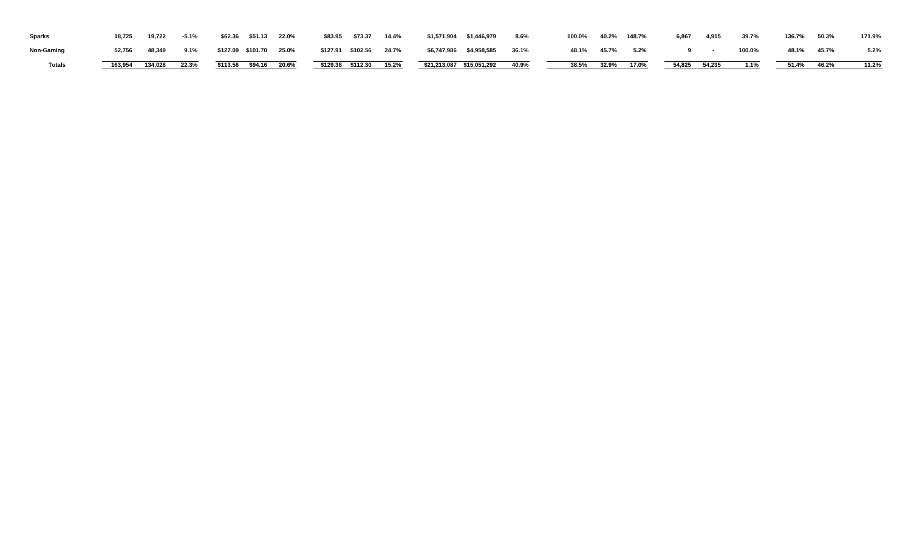| | | | | | | | | | | | | | | | | | | | | | | |
|---|---|---|---|---|---|---|---|---|---|---|---|---|---|---|---|---|---|---|---|---|---|---|
| **Sparks** | 18,725 | 19,722 | -5.1% | $62.36 | $51.13 | 22.0% | $83.95 | $73.37 | 14.4% | $1,571,904 | $1,446,979 | 8.6% | 100.0% | 40.2% | 148.7% | 6,867 | 4,915 | 39.7% | 136.7% | 50.3% | 171.9% |
| **Non-Gaming** | 52,756 | 48,349 | 9.1% | $127.09 | $101.70 | 25.0% | $127.91 | $102.56 | 24.7% | $6,747,986 | $4,958,585 | 36.1% | 48.1% | 45.7% | 5.2% | 9 | - | 100.0% | 48.1% | 45.7% | 5.2% |
| **Totals** | 163,954 | 134,028 | 22.3% | $113.56 | $94.16 | 20.6% | $129.38 | $112.30 | 15.2% | $21,213,087 | $15,051,292 | 40.9% | 38.5% | 32.9% | 17.0% | 54,825 | 54,235 | 1.1% | 51.4% | 46.2% | 11.2% |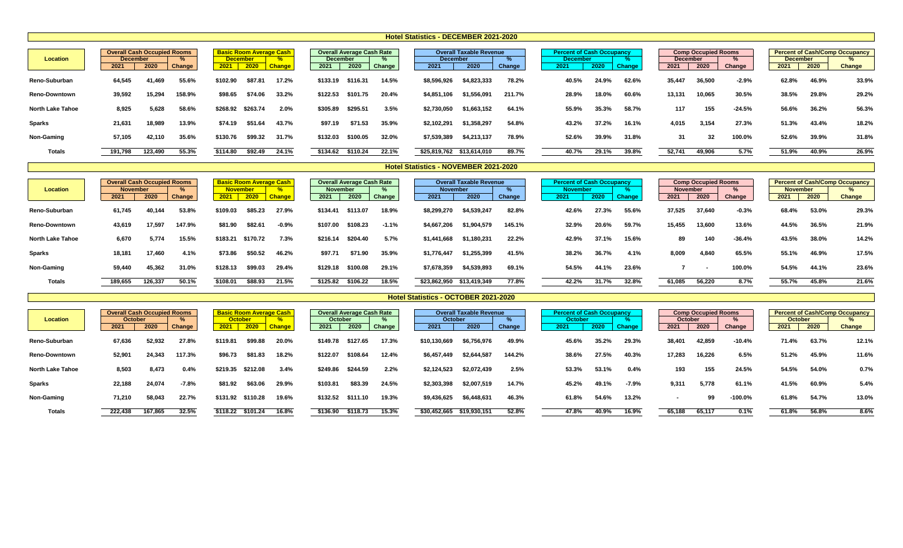# Hotel Statistics - DECEMBER 2021-2020

| Location | Overall Cash Occupied Rooms | | | Basic Room Average Cash | | | Overall Average Cash Rate | | | Overall Taxable Revenue | | | Percent of Cash Occupancy | | | Comp Occupied Rooms | | | Percent of Cash/Comp Occupancy | | |
|---|---|---|---|---|---|---|---|---|---|---|---|---|---|---|---|---|---|---|---|---|---|
| | December | | % | December | | % | December | | % | December | | % | December | | % | December | | % | December | | % |
| | 2021 | 2020 | Change | 2021 | 2020 | Change | 2021 | 2020 | Change | 2021 | 2020 | Change | 2021 | 2020 | Change | 2021 | 2020 | Change | 2021 | 2020 | Change |
| Reno-Suburban | 64,545 | 41,469 | 55.6% | $102.90 | $87.81 | 17.2% | $133.19 | $116.31 | 14.5% | $8,596,926 | $4,823,333 | 78.2% | 40.5% | 24.9% | 62.6% | 35,447 | 36,500 | -2.9% | 62.8% | 46.9% | 33.9% |
| Reno-Downtown | 39,592 | 15,294 | 158.9% | $98.65 | $74.06 | 33.2% | $122.53 | $101.75 | 20.4% | $4,851,106 | $1,556,091 | 211.7% | 28.9% | 18.0% | 60.6% | 13,131 | 10,065 | 30.5% | 38.5% | 29.8% | 29.2% |
| North Lake Tahoe | 8,925 | 5,628 | 58.6% | $268.92 | $263.74 | 2.0% | $305.89 | $295.51 | 3.5% | $2,730,050 | $1,663,152 | 64.1% | 55.9% | 35.3% | 58.7% | 117 | 155 | -24.5% | 56.6% | 36.2% | 56.3% |
| Sparks | 21,631 | 18,989 | 13.9% | $74.19 | $51.64 | 43.7% | $97.19 | $71.53 | 35.9% | $2,102,291 | $1,358,297 | 54.8% | 43.2% | 37.2% | 16.1% | 4,015 | 3,154 | 27.3% | 51.3% | 43.4% | 18.2% |
| Non-Gaming | 57,105 | 42,110 | 35.6% | $130.76 | $99.32 | 31.7% | $132.03 | $100.05 | 32.0% | $7,539,389 | $4,213,137 | 78.9% | 52.6% | 39.9% | 31.8% | 31 | 32 | 100.0% | 52.6% | 39.9% | 31.8% |
| Totals | 191,798 | 123,490 | 55.3% | $114.80 | $92.49 | 24.1% | $134.62 | $110.24 | 22.1% | $25,819,762 | $13,614,010 | 89.7% | 40.7% | 29.1% | 39.8% | 52,741 | 49,906 | 5.7% | 51.9% | 40.9% | 26.9% |

# Hotel Statistics - NOVEMBER 2021-2020

| Location | Overall Cash Occupied Rooms | | | Basic Room Average Cash | | | Overall Average Cash Rate | | | Overall Taxable Revenue | | | Percent of Cash Occupancy | | | Comp Occupied Rooms | | | Percent of Cash/Comp Occupancy | | |
|---|---|---|---|---|---|---|---|---|---|---|---|---|---|---|---|---|---|---|---|---|---|
| | November | | % | November | | % | November | | % | November | | % | November | | % | November | | % | November | | % |
| | 2021 | 2020 | Change | 2021 | 2020 | Change | 2021 | 2020 | Change | 2021 | 2020 | Change | 2021 | 2020 | Change | 2021 | 2020 | Change | 2021 | 2020 | Change |
| Reno-Suburban | 61,745 | 40,144 | 53.8% | $109.03 | $85.23 | 27.9% | $134.41 | $113.07 | 18.9% | $8,299,270 | $4,539,247 | 82.8% | 42.6% | 27.3% | 55.6% | 37,525 | 37,640 | -0.3% | 68.4% | 53.0% | 29.3% |
| Reno-Downtown | 43,619 | 17,597 | 147.9% | $81.90 | $82.61 | -0.9% | $107.00 | $108.23 | -1.1% | $4,667,206 | $1,904,579 | 145.1% | 32.9% | 20.6% | 59.7% | 15,455 | 13,600 | 13.6% | 44.5% | 36.5% | 21.9% |
| North Lake Tahoe | 6,670 | 5,774 | 15.5% | $183.21 | $170.72 | 7.3% | $216.14 | $204.40 | 5.7% | $1,441,668 | $1,180,231 | 22.2% | 42.9% | 37.1% | 15.6% | 89 | 140 | -36.4% | 43.5% | 38.0% | 14.2% |
| Sparks | 18,181 | 17,460 | 4.1% | $73.86 | $50.52 | 46.2% | $97.71 | $71.90 | 35.9% | $1,776,447 | $1,255,399 | 41.5% | 38.2% | 36.7% | 4.1% | 8,009 | 4,840 | 65.5% | 55.1% | 46.9% | 17.5% |
| Non-Gaming | 59,440 | 45,362 | 31.0% | $128.13 | $99.03 | 29.4% | $129.18 | $100.08 | 29.1% | $7,678,359 | $4,539,893 | 69.1% | 54.5% | 44.1% | 23.6% | 7 | - | 100.0% | 54.5% | 44.1% | 23.6% |
| Totals | 189,655 | 126,337 | 50.1% | $108.01 | $88.93 | 21.5% | $125.82 | $106.22 | 18.5% | $23,862,950 | $13,419,349 | 77.8% | 42.2% | 31.7% | 32.8% | 61,085 | 56,220 | 8.7% | 55.7% | 45.8% | 21.6% |

# Hotel Statistics - OCTOBER 2021-2020

| Location | Overall Cash Occupied Rooms | | | Basic Room Average Cash | | | Overall Average Cash Rate | | | Overall Taxable Revenue | | | Percent of Cash Occupancy | | | Comp Occupied Rooms | | | Percent of Cash/Comp Occupancy | | |
|---|---|---|---|---|---|---|---|---|---|---|---|---|---|---|---|---|---|---|---|---|---|
| | October | | % | October | | % | October | | % | October | | % | October | | % | October | | % | October | | % |
| | 2021 | 2020 | Change | 2021 | 2020 | Change | 2021 | 2020 | Change | 2021 | 2020 | Change | 2021 | 2020 | Change | 2021 | 2020 | Change | 2021 | 2020 | Change |
| Reno-Suburban | 67,636 | 52,932 | 27.8% | $119.81 | $99.88 | 20.0% | $149.78 | $127.65 | 17.3% | $10,130,669 | $6,756,976 | 49.9% | 45.6% | 35.2% | 29.3% | 38,401 | 42,859 | -10.4% | 71.4% | 63.7% | 12.1% |
| Reno-Downtown | 52,901 | 24,343 | 117.3% | $96.73 | $81.83 | 18.2% | $122.07 | $108.64 | 12.4% | $6,457,449 | $2,644,587 | 144.2% | 38.6% | 27.5% | 40.3% | 17,283 | 16,226 | 6.5% | 51.2% | 45.9% | 11.6% |
| North Lake Tahoe | 8,503 | 8,473 | 0.4% | $219.35 | $212.08 | 3.4% | $249.86 | $244.59 | 2.2% | $2,124,523 | $2,072,439 | 2.5% | 53.3% | 53.1% | 0.4% | 193 | 155 | 24.5% | 54.5% | 54.0% | 0.7% |
| Sparks | 22,188 | 24,074 | -7.8% | $81.92 | $63.06 | 29.9% | $103.81 | $83.39 | 24.5% | $2,303,398 | $2,007,519 | 14.7% | 45.2% | 49.1% | -7.9% | 9,311 | 5,778 | 61.1% | 41.5% | 60.9% | 5.4% |
| Non-Gaming | 71,210 | 58,043 | 22.7% | $131.92 | $110.28 | 19.6% | $132.52 | $111.10 | 19.3% | $9,436,625 | $6,448,631 | 46.3% | 61.8% | 54.6% | 13.2% | - | 99 | -100.0% | 61.8% | 54.7% | 13.0% |
| Totals | 222,438 | 167,865 | 32.5% | $118.22 | $101.24 | 16.8% | $136.90 | $118.73 | 15.3% | $30,452,665 | $19,930,151 | 52.8% | 47.8% | 40.9% | 16.9% | 65,188 | 65,117 | 0.1% | 61.8% | 56.8% | 8.6% |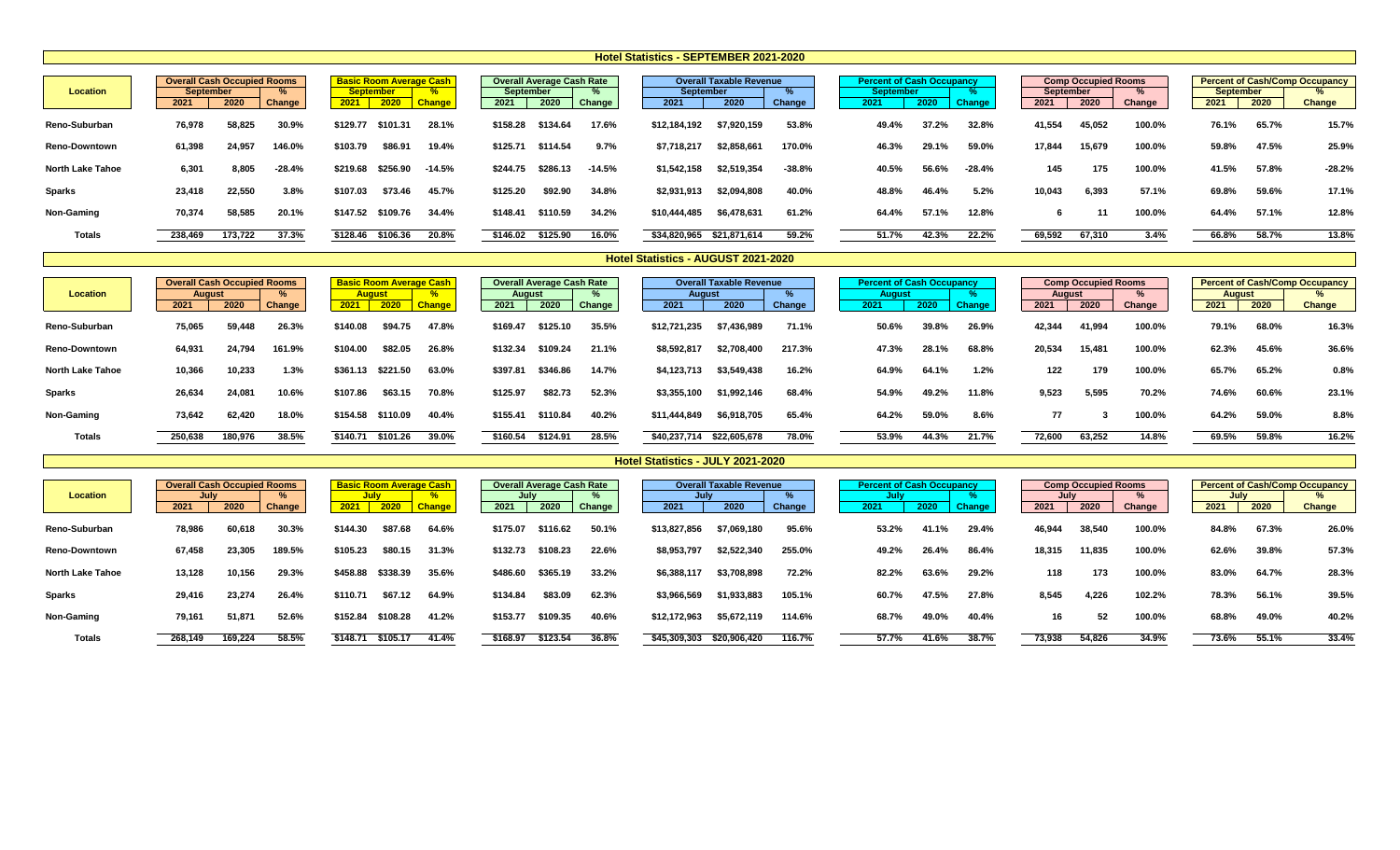## Hotel Statistics - SEPTEMBER 2021-2020

| Location | Overall Cash Occupied Rooms September 2021 | 2020 | % Change | Basic Room Average Cash September 2021 | 2020 | % Change | Overall Average Cash Rate September 2021 | 2020 | % Change | Overall Taxable Revenue September 2021 | 2020 | % Change | Percent of Cash Occupancy September 2021 | 2020 | % Change | Comp Occupied Rooms September 2021 | 2020 | % Change | Percent of Cash/Comp Occupancy September 2021 | 2020 | % Change |
|---|---|---|---|---|---|---|---|---|---|---|---|---|---|---|---|---|---|---|---|---|---|
| Reno-Suburban | 76,978 | 58,825 | 30.9% | $129.77 | $101.31 | 28.1% | $158.28 | $134.64 | 17.6% | $12,184,192 | $7,920,159 | 53.8% | 49.4% | 37.2% | 32.8% | 41,554 | 45,052 | 100.0% | 76.1% | 65.7% | 15.7% |
| Reno-Downtown | 61,398 | 24,957 | 146.0% | $103.79 | $86.91 | 19.4% | $125.71 | $114.54 | 9.7% | $7,718,217 | $2,858,661 | 170.0% | 46.3% | 29.1% | 59.0% | 17,844 | 15,679 | 100.0% | 59.8% | 47.5% | 25.9% |
| North Lake Tahoe | 6,301 | 8,805 | -28.4% | $219.68 | $256.90 | -14.5% | $244.75 | $286.13 | -14.5% | $1,542,158 | $2,519,354 | -38.8% | 40.5% | 56.6% | -28.4% | 145 | 175 | 100.0% | 41.5% | 57.8% | -28.2% |
| Sparks | 23,418 | 22,550 | 3.8% | $107.03 | $73.46 | 45.7% | $125.20 | $92.90 | 34.8% | $2,931,913 | $2,094,808 | 40.0% | 48.8% | 46.4% | 5.2% | 10,043 | 6,393 | 57.1% | 69.8% | 59.6% | 17.1% |
| Non-Gaming | 70,374 | 58,585 | 20.1% | $147.52 | $109.76 | 34.4% | $148.41 | $110.59 | 34.2% | $10,444,485 | $6,478,631 | 61.2% | 64.4% | 57.1% | 12.8% | 6 | 11 | 100.0% | 64.4% | 57.1% | 12.8% |
| Totals | 238,469 | 173,722 | 37.3% | $128.46 | $106.36 | 20.8% | $146.02 | $125.90 | 16.0% | $34,820,965 | $21,871,614 | 59.2% | 51.7% | 42.3% | 22.2% | 69,592 | 67,310 | 3.4% | 66.8% | 58.7% | 13.8% |

## Hotel Statistics - AUGUST 2021-2020

| Location | Overall Cash Occupied Rooms August 2021 | 2020 | % Change | Basic Room Average Cash August 2021 | 2020 | % Change | Overall Average Cash Rate August 2021 | 2020 | % Change | Overall Taxable Revenue August 2021 | 2020 | % Change | Percent of Cash Occupancy August 2021 | 2020 | % Change | Comp Occupied Rooms August 2021 | 2020 | % Change | Percent of Cash/Comp Occupancy August 2021 | 2020 | % Change |
|---|---|---|---|---|---|---|---|---|---|---|---|---|---|---|---|---|---|---|---|---|---|
| Reno-Suburban | 75,065 | 59,448 | 26.3% | $140.08 | $94.75 | 47.8% | $169.47 | $125.10 | 35.5% | $12,721,235 | $7,436,989 | 71.1% | 50.6% | 39.8% | 26.9% | 42,344 | 41,994 | 100.0% | 79.1% | 68.0% | 16.3% |
| Reno-Downtown | 64,931 | 24,794 | 161.9% | $104.00 | $82.05 | 26.8% | $132.34 | $109.24 | 21.1% | $8,592,817 | $2,708,400 | 217.3% | 47.3% | 28.1% | 68.8% | 20,534 | 15,481 | 100.0% | 62.3% | 45.6% | 36.6% |
| North Lake Tahoe | 10,366 | 10,233 | 1.3% | $361.13 | $221.50 | 63.0% | $397.81 | $346.86 | 14.7% | $4,123,713 | $3,549,438 | 16.2% | 64.9% | 64.1% | 1.2% | 122 | 179 | 100.0% | 65.7% | 65.2% | 0.8% |
| Sparks | 26,634 | 24,081 | 10.6% | $107.86 | $63.15 | 70.8% | $125.97 | $82.73 | 52.3% | $3,355,100 | $1,992,146 | 68.4% | 54.9% | 49.2% | 11.8% | 9,523 | 5,595 | 70.2% | 74.6% | 60.6% | 23.1% |
| Non-Gaming | 73,642 | 62,420 | 18.0% | $154.58 | $110.09 | 40.4% | $155.41 | $110.84 | 40.2% | $11,444,849 | $6,918,705 | 65.4% | 64.2% | 59.0% | 8.6% | 77 | 3 | 100.0% | 64.2% | 59.0% | 8.8% |
| Totals | 250,638 | 180,976 | 38.5% | $140.71 | $101.26 | 39.0% | $160.54 | $124.91 | 28.5% | $40,237,714 | $22,605,678 | 78.0% | 53.9% | 44.3% | 21.7% | 72,600 | 63,252 | 14.8% | 69.5% | 59.8% | 16.2% |

## Hotel Statistics - JULY 2021-2020

| Location | Overall Cash Occupied Rooms July 2021 | 2020 | % Change | Basic Room Average Cash July 2021 | 2020 | % Change | Overall Average Cash Rate July 2021 | 2020 | % Change | Overall Taxable Revenue July 2021 | 2020 | % Change | Percent of Cash Occupancy July 2021 | 2020 | % Change | Comp Occupied Rooms July 2021 | 2020 | % Change | Percent of Cash/Comp Occupancy July 2021 | 2020 | % Change |
|---|---|---|---|---|---|---|---|---|---|---|---|---|---|---|---|---|---|---|---|---|---|
| Reno-Suburban | 78,986 | 60,618 | 30.3% | $144.30 | $87.68 | 64.6% | $175.07 | $116.62 | 50.1% | $13,827,856 | $7,069,180 | 95.6% | 53.2% | 41.1% | 29.4% | 46,944 | 38,540 | 100.0% | 84.8% | 67.3% | 26.0% |
| Reno-Downtown | 67,458 | 23,305 | 189.5% | $105.23 | $80.15 | 31.3% | $132.73 | $108.23 | 22.6% | $8,953,797 | $2,522,340 | 255.0% | 49.2% | 26.4% | 86.4% | 18,315 | 11,835 | 100.0% | 62.6% | 39.8% | 57.3% |
| North Lake Tahoe | 13,128 | 10,156 | 29.3% | $458.88 | $338.39 | 35.6% | $486.60 | $365.19 | 33.2% | $6,388,117 | $3,708,898 | 72.2% | 82.2% | 63.6% | 29.2% | 118 | 173 | 100.0% | 83.0% | 64.7% | 28.3% |
| Sparks | 29,416 | 23,274 | 26.4% | $110.71 | $67.12 | 64.9% | $134.84 | $83.09 | 62.3% | $3,966,569 | $1,933,883 | 105.1% | 60.7% | 47.5% | 27.8% | 8,545 | 4,226 | 102.2% | 78.3% | 56.1% | 39.5% |
| Non-Gaming | 79,161 | 51,871 | 52.6% | $152.84 | $108.28 | 41.2% | $153.77 | $109.35 | 40.6% | $12,172,963 | $5,672,119 | 114.6% | 68.7% | 49.0% | 40.4% | 16 | 52 | 100.0% | 68.8% | 49.0% | 40.2% |
| Totals | 268,149 | 169,224 | 58.5% | $148.71 | $105.17 | 41.4% | $168.97 | $123.54 | 36.8% | $45,309,303 | $20,906,420 | 116.7% | 57.7% | 41.6% | 38.7% | 73,938 | 54,826 | 34.9% | 73.6% | 55.1% | 33.4% |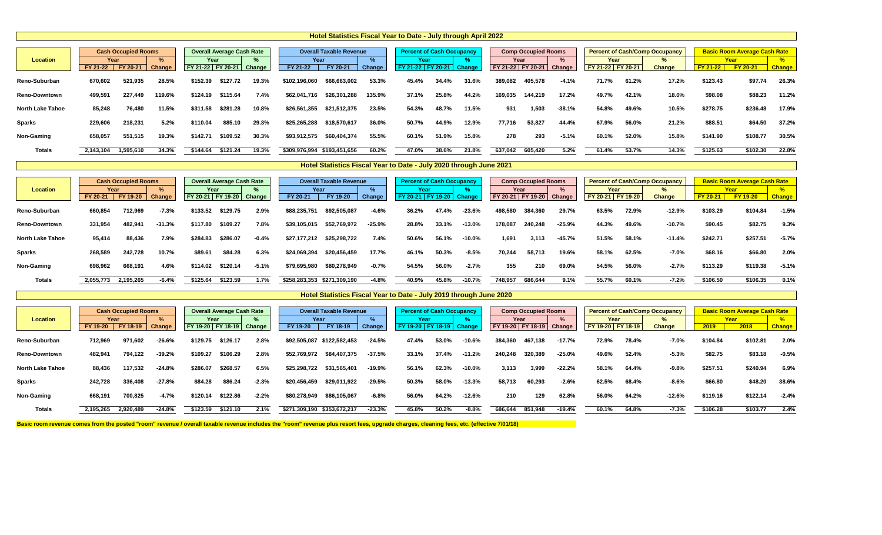## Hotel Statistics Fiscal Year to Date - July through April 2022

| Location | Cash Occupied Rooms | | | Overall Average Cash Rate | | | Overall Taxable Revenue | | | Percent of Cash Occupancy | | | Comp Occupied Rooms | | | Percent of Cash/Comp Occupancy | | | Basic Room Average Cash Rate | | |
|---|---|---|---|---|---|---|---|---|---|---|---|---|---|---|---|---|---|---|---|---|---|
| | Year | | % | Year | | % | Year | | % | Year | | % | Year | | % | Year | | % | Year | | % |
| | FY 21-22 | FY 20-21 | Change | FY 21-22 | FY 20-21 | Change | FY 21-22 | FY 20-21 | Change | FY 21-22 | FY 20-21 | Change | FY 21-22 | FY 20-21 | Change | FY 21-22 | FY 20-21 | Change | FY 21-22 | FY 20-21 | Change |
| Reno-Suburban | 670,602 | 521,935 | 28.5% | $152.39 | $127.72 | 19.3% | $102,196,060 | $66,663,002 | 53.3% | 45.4% | 34.4% | 31.6% | 389,082 | 405,578 | -4.1% | 71.7% | 61.2% | 17.2% | $123.43 | $97.74 | 26.3% |
| Reno-Downtown | 499,591 | 227,449 | 119.6% | $124.19 | $115.64 | 7.4% | $62,041,716 | $26,301,288 | 135.9% | 37.1% | 25.8% | 44.2% | 169,035 | 144,219 | 17.2% | 49.7% | 42.1% | 18.0% | $98.08 | $88.23 | 11.2% |
| North Lake Tahoe | 85,248 | 76,480 | 11.5% | $311.58 | $281.28 | 10.8% | $26,561,355 | $21,512,375 | 23.5% | 54.3% | 48.7% | 11.5% | 931 | 1,503 | -38.1% | 54.8% | 49.6% | 10.5% | $278.75 | $236.48 | 17.9% |
| Sparks | 229,606 | 218,231 | 5.2% | $110.04 | $85.10 | 29.3% | $25,265,288 | $18,570,617 | 36.0% | 50.7% | 44.9% | 12.9% | 77,716 | 53,827 | 44.4% | 67.9% | 56.0% | 21.2% | $88.51 | $64.50 | 37.2% |
| Non-Gaming | 658,057 | 551,515 | 19.3% | $142.71 | $109.52 | 30.3% | $93,912,575 | $60,404,374 | 55.5% | 60.1% | 51.9% | 15.8% | 278 | 293 | -5.1% | 60.1% | 52.0% | 15.8% | $141.90 | $108.77 | 30.5% |
| Totals | 2,143,104 | 1,595,610 | 34.3% | $144.64 | $121.24 | 19.3% | $309,976,994 | $193,451,656 | 60.2% | 47.0% | 38.6% | 21.8% | 637,042 | 605,420 | 5.2% | 61.4% | 53.7% | 14.3% | $125.63 | $102.30 | 22.8% |

## Hotel Statistics Fiscal Year to Date - July 2020 through June 2021

| Location | Cash Occupied Rooms | | | Overall Average Cash Rate | | | Overall Taxable Revenue | | | Percent of Cash Occupancy | | | Comp Occupied Rooms | | | Percent of Cash/Comp Occupancy | | | Basic Room Average Cash Rate | | |
|---|---|---|---|---|---|---|---|---|---|---|---|---|---|---|---|---|---|---|---|---|---|
| | Year | | % | Year | | % | Year | | % | Year | | % | Year | | % | Year | | % | Year | | % |
| | FY 20-21 | FY 19-20 | Change | FY 20-21 | FY 19-20 | Change | FY 20-21 | FY 19-20 | Change | FY 20-21 | FY 19-20 | Change | FY 20-21 | FY 19-20 | Change | FY 20-21 | FY 19-20 | Change | FY 20-21 | FY 19-20 | Change |
| Reno-Suburban | 660,854 | 712,969 | -7.3% | $133.52 | $129.75 | 2.9% | $88,235,751 | $92,505,087 | -4.6% | 36.2% | 47.4% | -23.6% | 498,580 | 384,360 | 29.7% | 63.5% | 72.9% | -12.9% | $103.29 | $104.84 | -1.5% |
| Reno-Downtown | 331,954 | 482,941 | -31.3% | $117.80 | $109.27 | 7.8% | $39,105,015 | $52,769,972 | -25.9% | 28.8% | 33.1% | -13.0% | 178,087 | 240,248 | -25.9% | 44.3% | 49.6% | -10.7% | $90.45 | $82.75 | 9.3% |
| North Lake Tahoe | 95,414 | 88,436 | 7.9% | $284.83 | $286.07 | -0.4% | $27,177,212 | $25,298,722 | 7.4% | 50.6% | 56.1% | -10.0% | 1,691 | 3,113 | -45.7% | 51.5% | 58.1% | -11.4% | $242.71 | $257.51 | -5.7% |
| Sparks | 268,589 | 242,728 | 10.7% | $89.61 | $84.28 | 6.3% | $24,069,394 | $20,456,459 | 17.7% | 46.1% | 50.3% | -8.5% | 70,244 | 58,713 | 19.6% | 58.1% | 62.5% | -7.0% | $68.16 | $66.80 | 2.0% |
| Non-Gaming | 698,962 | 668,191 | 4.6% | $114.02 | $120.14 | -5.1% | $79,695,980 | $80,278,949 | -0.7% | 54.5% | 56.0% | -2.7% | 355 | 210 | 69.0% | 54.5% | 56.0% | -2.7% | $113.29 | $119.38 | -5.1% |
| Totals | 2,055,773 | 2,195,265 | -6.4% | $125.64 | $123.59 | 1.7% | $258,283,353 | $271,309,190 | -4.8% | 40.9% | 45.8% | -10.7% | 748,957 | 686,644 | 9.1% | 55.7% | 60.1% | -7.2% | $106.50 | $106.35 | 0.1% |

## Hotel Statistics Fiscal Year to Date - July 2019 through June 2020

| Location | Cash Occupied Rooms | | | Overall Average Cash Rate | | | Overall Taxable Revenue | | | Percent of Cash Occupancy | | | Comp Occupied Rooms | | | Percent of Cash/Comp Occupancy | | | Basic Room Average Cash Rate | | |
|---|---|---|---|---|---|---|---|---|---|---|---|---|---|---|---|---|---|---|---|---|---|
| | Year | | % | Year | | % | Year | | % | Year | | % | Year | | % | Year | | % | Year | | % |
| | FY 19-20 | FY 18-19 | Change | FY 19-20 | FY 18-19 | Change | FY 19-20 | FY 18-19 | Change | FY 19-20 | FY 18-19 | Change | FY 19-20 | FY 18-19 | Change | FY 19-20 | FY 18-19 | Change | 2019 | 2018 | Change |
| Reno-Suburban | 712,969 | 971,602 | -26.6% | $129.75 | $126.17 | 2.8% | $92,505,087 | $122,582,453 | -24.5% | 47.4% | 53.0% | -10.6% | 384,360 | 467,138 | -17.7% | 72.9% | 78.4% | -7.0% | $104.84 | $102.81 | 2.0% |
| Reno-Downtown | 482,941 | 794,122 | -39.2% | $109.27 | $106.29 | 2.8% | $52,769,972 | $84,407,375 | -37.5% | 33.1% | 37.4% | -11.2% | 240,248 | 320,389 | -25.0% | 49.6% | 52.4% | -5.3% | $82.75 | $83.18 | -0.5% |
| North Lake Tahoe | 88,436 | 117,532 | -24.8% | $286.07 | $268.57 | 6.5% | $25,298,722 | $31,565,401 | -19.9% | 56.1% | 62.3% | -10.0% | 3,113 | 3,999 | -22.2% | 58.1% | 64.4% | -9.8% | $257.51 | $240.94 | 6.9% |
| Sparks | 242,728 | 336,408 | -27.8% | $84.28 | $86.24 | -2.3% | $20,456,459 | $29,011,922 | -29.5% | 50.3% | 58.0% | -13.3% | 58,713 | 60,293 | -2.6% | 62.5% | 68.4% | -8.6% | $66.80 | $48.20 | 38.6% |
| Non-Gaming | 668,191 | 700,825 | -4.7% | $120.14 | $122.86 | -2.2% | $80,278,949 | $86,105,067 | -6.8% | 56.0% | 64.2% | -12.6% | 210 | 129 | 62.8% | 56.0% | 64.2% | -12.6% | $119.16 | $122.14 | -2.4% |
| Totals | 2,195,265 | 2,920,489 | -24.8% | $123.59 | $121.10 | 2.1% | $271,309,190 | $353,672,217 | -23.3% | 45.8% | 50.2% | -8.8% | 686,644 | 851,948 | -19.4% | 60.1% | 64.8% | -7.3% | $106.28 | $103.77 | 2.4% |

**Basic room revenue comes from the posted "room" revenue / overall taxable revenue includes the "room" revenue plus resort fees, upgrade charges, cleaning fees, etc. (effective 7/01/18)**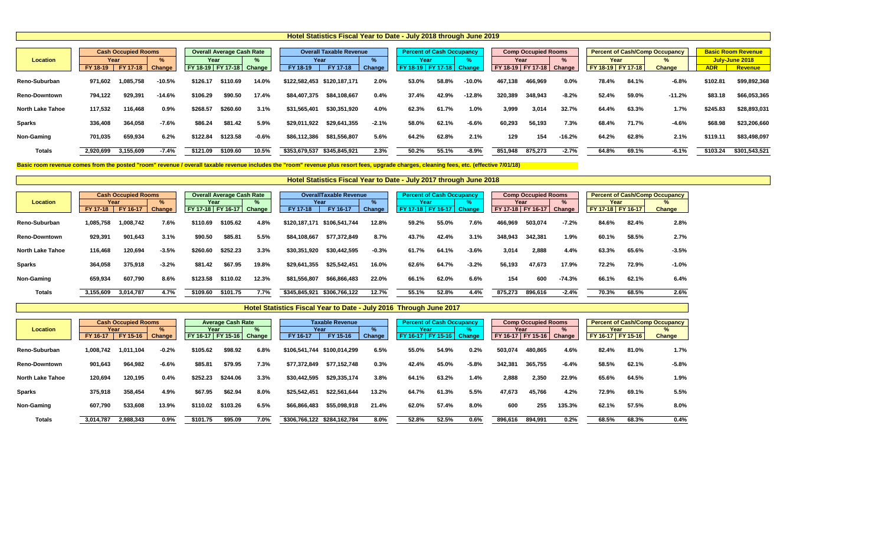## Hotel Statistics Fiscal Year to Date - July 2018 through June 2019

| Location | Cash Occupied Rooms | | | Overall Average Cash Rate | | | Overall Taxable Revenue | | | Percent of Cash Occupancy | | | Comp Occupied Rooms | | | Percent of Cash/Comp Occupancy | | | Basic Room Revenue July-June 2018 | |
|---|---|---|---|---|---|---|---|---|---|---|---|---|---|---|---|---|---|---|---|---|
| | Year | | % | Year | | % | Year | | % | Year | | % | Year | | % | Year | | % | | |
| | FY 18-19 | FY 17-18 | Change | FY 18-19 | FY 17-18 | Change | FY 18-19 | FY 17-18 | Change | FY 18-19 | FY 17-18 | Change | FY 18-19 | FY 17-18 | Change | FY 18-19 | FY 17-18 | Change | ADR | Revenue |
| Reno-Suburban | 971,602 | 1,085,758 | -10.5% | $126.17 | $110.69 | 14.0% | $122,582,453 | $120,187,171 | 2.0% | 53.0% | 58.8% | -10.0% | 467,138 | 466,969 | 0.0% | 78.4% | 84.1% | -6.8% | $102.81 | $99,892,368 |
| Reno-Downtown | 794,122 | 929,391 | -14.6% | $106.29 | $90.50 | 17.4% | $84,407,375 | $84,108,667 | 0.4% | 37.4% | 42.9% | -12.8% | 320,389 | 348,943 | -8.2% | 52.4% | 59.0% | -11.2% | $83.18 | $66,053,365 |
| North Lake Tahoe | 117,532 | 116,468 | 0.9% | $268.57 | $260.60 | 3.1% | $31,565,401 | $30,351,920 | 4.0% | 62.3% | 61.7% | 1.0% | 3,999 | 3,014 | 32.7% | 64.4% | 63.3% | 1.7% | $245.83 | $28,893,031 |
| Sparks | 336,408 | 364,058 | -7.6% | $86.24 | $81.42 | 5.9% | $29,011,922 | $29,641,355 | -2.1% | 58.0% | 62.1% | -6.6% | 60,293 | 56,193 | 7.3% | 68.4% | 71.7% | -4.6% | $68.98 | $23,206,660 |
| Non-Gaming | 701,035 | 659,934 | 6.2% | $122.84 | $123.58 | -0.6% | $86,112,386 | $81,556,807 | 5.6% | 64.2% | 62.8% | 2.1% | 129 | 154 | -16.2% | 64.2% | 62.8% | 2.1% | $119.11 | $83,498,097 |
| Totals | 2,920,699 | 3,155,609 | -7.4% | $121.09 | $109.60 | 10.5% | $353,679,537 | $345,845,921 | 2.3% | 50.2% | 55.1% | -8.9% | 851,948 | 875,273 | -2.7% | 64.8% | 69.1% | -6.1% | $103.24 | $301,543,521 |

**Basic room revenue comes from the posted "room" revenue / overall taxable revenue includes the "room" revenue plus resort fees, upgrade charges, cleaning fees, etc. (effective 7/01/18)**

## Hotel Statistics Fiscal Year to Date - July 2017 through June 2018

| Location | Cash Occupied Rooms | | | Overall Average Cash Rate | | | OverallTaxable Revenue | | | Percent of Cash Occupancy | | | Comp Occupied Rooms | | | Percent of Cash/Comp Occupancy | | |
|---|---|---|---|---|---|---|---|---|---|---|---|---|---|---|---|---|---|---|
| | Year | | % | Year | | % | Year | | % | Year | | % | Year | | % | Year | | % |
| | FY 17-18 | FY 16-17 | Change | FY 17-18 | FY 16-17 | Change | FY 17-18 | FY 16-17 | Change | FY 17-18 | FY 16-17 | Change | FY 17-18 | FY 16-17 | Change | FY 17-18 | FY 16-17 | Change |
| Reno-Suburban | 1,085,758 | 1,008,742 | 7.6% | $110.69 | $105.62 | 4.8% | $120,187,171 | $106,541,744 | 12.8% | 59.2% | 55.0% | 7.6% | 466,969 | 503,074 | -7.2% | 84.6% | 82.4% | 2.8% |
| Reno-Downtown | 929,391 | 901,643 | 3.1% | $90.50 | $85.81 | 5.5% | $84,108,667 | $77,372,849 | 8.7% | 43.7% | 42.4% | 3.1% | 348,943 | 342,381 | 1.9% | 60.1% | 58.5% | 2.7% |
| North Lake Tahoe | 116,468 | 120,694 | -3.5% | $260.60 | $252.23 | 3.3% | $30,351,920 | $30,442,595 | -0.3% | 61.7% | 64.1% | -3.6% | 3,014 | 2,888 | 4.4% | 63.3% | 65.6% | -3.5% |
| Sparks | 364,058 | 375,918 | -3.2% | $81.42 | $67.95 | 19.8% | $29,641,355 | $25,542,451 | 16.0% | 62.6% | 64.7% | -3.2% | 56,193 | 47,673 | 17.9% | 72.2% | 72.9% | -1.0% |
| Non-Gaming | 659,934 | 607,790 | 8.6% | $123.58 | $110.02 | 12.3% | $81,556,807 | $66,866,483 | 22.0% | 66.1% | 62.0% | 6.6% | 154 | 600 | -74.3% | 66.1% | 62.1% | 6.4% |
| Totals | 3,155,609 | 3,014,787 | 4.7% | $109.60 | $101.75 | 7.7% | $345,845,921 | $306,766,122 | 12.7% | 55.1% | 52.8% | 4.4% | 875,273 | 896,616 | -2.4% | 70.3% | 68.5% | 2.6% |

## Hotel Statistics Fiscal Year to Date - July 2016 Through June 2017

| Location | Cash Occupied Rooms | | | Average Cash Rate | | | Taxable Revenue | | | Percent of Cash Occupancy | | | Comp Occupied Rooms | | | Percent of Cash/Comp Occupancy | | |
|---|---|---|---|---|---|---|---|---|---|---|---|---|---|---|---|---|---|---|
| | Year | | % | Year | | % | Year | | % | Year | | % | Year | | % | Year | | % |
| | FY 16-17 | FY 15-16 | Change | FY 16-17 | FY 15-16 | Change | FY 16-17 | FY 15-16 | Change | FY 16-17 | FY 15-16 | Change | FY 16-17 | FY 15-16 | Change | FY 16-17 | FY 15-16 | Change |
| Reno-Suburban | 1,008,742 | 1,011,104 | -0.2% | $105.62 | $98.92 | 6.8% | $106,541,744 | $100,014,299 | 6.5% | 55.0% | 54.9% | 0.2% | 503,074 | 480,865 | 4.6% | 82.4% | 81.0% | 1.7% |
| Reno-Downtown | 901,643 | 964,982 | -6.6% | $85.81 | $79.95 | 7.3% | $77,372,849 | $77,152,748 | 0.3% | 42.4% | 45.0% | -5.8% | 342,381 | 365,755 | -6.4% | 58.5% | 62.1% | -5.8% |
| North Lake Tahoe | 120,694 | 120,195 | 0.4% | $252.23 | $244.06 | 3.3% | $30,442,595 | $29,335,174 | 3.8% | 64.1% | 63.2% | 1.4% | 2,888 | 2,350 | 22.9% | 65.6% | 64.5% | 1.9% |
| Sparks | 375,918 | 358,454 | 4.9% | $67.95 | $62.94 | 8.0% | $25,542,451 | $22,561,644 | 13.2% | 64.7% | 61.3% | 5.5% | 47,673 | 45,766 | 4.2% | 72.9% | 69.1% | 5.5% |
| Non-Gaming | 607,790 | 533,608 | 13.9% | $110.02 | $103.26 | 6.5% | $66,866,483 | $55,098,918 | 21.4% | 62.0% | 57.4% | 8.0% | 600 | 255 | 135.3% | 62.1% | 57.5% | 8.0% |
| Totals | 3,014,787 | 2,988,343 | 0.9% | $101.75 | $95.09 | 7.0% | $306,766,122 | $284,162,784 | 8.0% | 52.8% | 52.5% | 0.6% | 896,616 | 894,991 | 0.2% | 68.5% | 68.3% | 0.4% |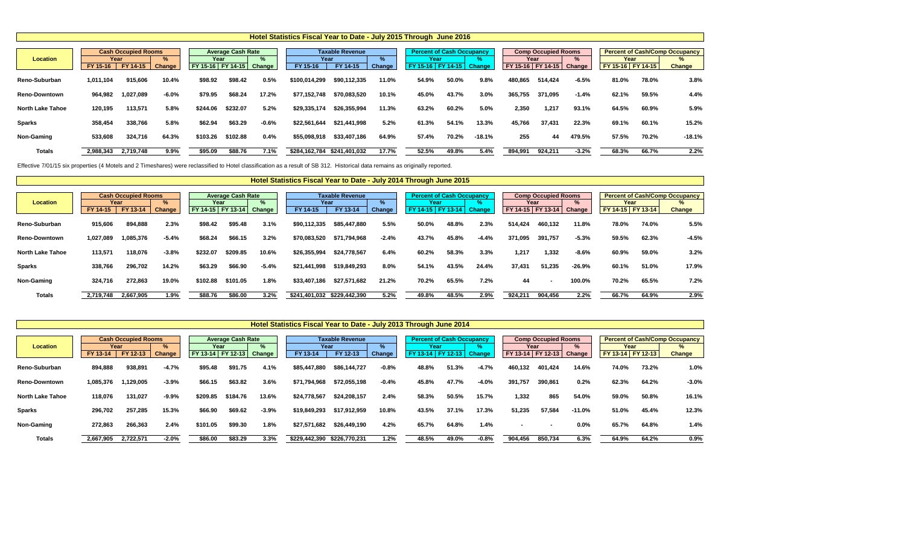## Hotel Statistics Fiscal Year to Date - July 2015 Through June 2016

| Location | Cash Occupied Rooms | | | Average Cash Rate | | | Taxable Revenue | | | Percent of Cash Occupancy | | | Comp Occupied Rooms | | | Percent of Cash/Comp Occupancy | | |
|---|---|---|---|---|---|---|---|---|---|---|---|---|---|---|---|---|---|---|
| | Year | | % | Year | | % | Year | | % | Year | | % | Year | | % | Year | | % |
| | FY 15-16 | FY 14-15 | Change | FY 15-16 | FY 14-15 | Change | FY 15-16 | FY 14-15 | Change | FY 15-16 | FY 14-15 | Change | FY 15-16 | FY 14-15 | Change | FY 15-16 | FY 14-15 | Change |
| Reno-Suburban | 1,011,104 | 915,606 | 10.4% | $98.92 | $98.42 | 0.5% | $100,014,299 | $90,112,335 | 11.0% | 54.9% | 50.0% | 9.8% | 480,865 | 514,424 | -6.5% | 81.0% | 78.0% | 3.8% |
| Reno-Downtown | 964,982 | 1,027,089 | -6.0% | $79.95 | $68.24 | 17.2% | $77,152,748 | $70,083,520 | 10.1% | 45.0% | 43.7% | 3.0% | 365,755 | 371,095 | -1.4% | 62.1% | 59.5% | 4.4% |
| North Lake Tahoe | 120,195 | 113,571 | 5.8% | $244.06 | $232.07 | 5.2% | $29,335,174 | $26,355,994 | 11.3% | 63.2% | 60.2% | 5.0% | 2,350 | 1,217 | 93.1% | 64.5% | 60.9% | 5.9% |
| Sparks | 358,454 | 338,766 | 5.8% | $62.94 | $63.29 | -0.6% | $22,561,644 | $21,441,998 | 5.2% | 61.3% | 54.1% | 13.3% | 45,766 | 37,431 | 22.3% | 69.1% | 60.1% | 15.2% |
| Non-Gaming | 533,608 | 324,716 | 64.3% | $103.26 | $102.88 | 0.4% | $55,098,918 | $33,407,186 | 64.9% | 57.4% | 70.2% | -18.1% | 255 | 44 | 479.5% | 57.5% | 70.2% | -18.1% |
| Totals | 2,988,343 | 2,719,748 | 9.9% | $95.09 | $88.76 | 7.1% | $284,162,784 | $241,401,032 | 17.7% | 52.5% | 49.8% | 5.4% | 894,991 | 924,211 | -3.2% | 68.3% | 66.7% | 2.2% |

Effective 7/01/15 six properties (4 Motels and 2 Timeshares) were reclassified to Hotel classification as a result of SB 312. Historical data remains as originally reported.

## Hotel Statistics Fiscal Year to Date - July 2014 Through June 2015

| Location | Cash Occupied Rooms | | | Average Cash Rate | | | Taxable Revenue | | | Percent of Cash Occupancy | | | Comp Occupied Rooms | | | Percent of Cash/Comp Occupancy | | |
|---|---|---|---|---|---|---|---|---|---|---|---|---|---|---|---|---|---|---|
| | Year | | % | Year | | % | Year | | % | Year | | % | Year | | % | Year | | % |
| | FY 14-15 | FY 13-14 | Change | FY 14-15 | FY 13-14 | Change | FY 14-15 | FY 13-14 | Change | FY 14-15 | FY 13-14 | Change | FY 14-15 | FY 13-14 | Change | FY 14-15 | FY 13-14 | Change |
| Reno-Suburban | 915,606 | 894,888 | 2.3% | $98.42 | $95.48 | 3.1% | $90,112,335 | $85,447,880 | 5.5% | 50.0% | 48.8% | 2.3% | 514,424 | 460,132 | 11.8% | 78.0% | 74.0% | 5.5% |
| Reno-Downtown | 1,027,089 | 1,085,376 | -5.4% | $68.24 | $66.15 | 3.2% | $70,083,520 | $71,794,968 | -2.4% | 43.7% | 45.8% | -4.4% | 371,095 | 391,757 | -5.3% | 59.5% | 62.3% | -4.5% |
| North Lake Tahoe | 113,571 | 118,076 | -3.8% | $232.07 | $209.85 | 10.6% | $26,355,994 | $24,778,567 | 6.4% | 60.2% | 58.3% | 3.3% | 1,217 | 1,332 | -8.6% | 60.9% | 59.0% | 3.2% |
| Sparks | 338,766 | 296,702 | 14.2% | $63.29 | $66.90 | -5.4% | $21,441,998 | $19,849,293 | 8.0% | 54.1% | 43.5% | 24.4% | 37,431 | 51,235 | -26.9% | 60.1% | 51.0% | 17.9% |
| Non-Gaming | 324,716 | 272,863 | 19.0% | $102.88 | $101.05 | 1.8% | $33,407,186 | $27,571,682 | 21.2% | 70.2% | 65.5% | 7.2% | 44 | - | 100.0% | 70.2% | 65.5% | 7.2% |
| Totals | 2,719,748 | 2,667,905 | 1.9% | $88.76 | $86.00 | 3.2% | $241,401,032 | $229,442,390 | 5.2% | 49.8% | 48.5% | 2.9% | 924,211 | 904,456 | 2.2% | 66.7% | 64.9% | 2.9% |

## Hotel Statistics Fiscal Year to Date - July 2013 Through June 2014

| Location | Cash Occupied Rooms | | | Average Cash Rate | | | Taxable Revenue | | | Percent of Cash Occupancy | | | Comp Occupied Rooms | | | Percent of Cash/Comp Occupancy | | |
|---|---|---|---|---|---|---|---|---|---|---|---|---|---|---|---|---|---|---|
| | Year | | % | Year | | % | Year | | % | Year | | % | Year | | % | Year | | % |
| | FY 13-14 | FY 12-13 | Change | FY 13-14 | FY 12-13 | Change | FY 13-14 | FY 12-13 | Change | FY 13-14 | FY 12-13 | Change | FY 13-14 | FY 12-13 | Change | FY 13-14 | FY 12-13 | Change |
| Reno-Suburban | 894,888 | 938,891 | -4.7% | $95.48 | $91.75 | 4.1% | $85,447,880 | $86,144,727 | -0.8% | 48.8% | 51.3% | -4.7% | 460,132 | 401,424 | 14.6% | 74.0% | 73.2% | 1.0% |
| Reno-Downtown | 1,085,376 | 1,129,005 | -3.9% | $66.15 | $63.82 | 3.6% | $71,794,968 | $72,055,198 | -0.4% | 45.8% | 47.7% | -4.0% | 391,757 | 390,861 | 0.2% | 62.3% | 64.2% | -3.0% |
| North Lake Tahoe | 118,076 | 131,027 | -9.9% | $209.85 | $184.76 | 13.6% | $24,778,567 | $24,208,157 | 2.4% | 58.3% | 50.5% | 15.7% | 1,332 | 865 | 54.0% | 59.0% | 50.8% | 16.1% |
| Sparks | 296,702 | 257,285 | 15.3% | $66.90 | $69.62 | -3.9% | $19,849,293 | $17,912,959 | 10.8% | 43.5% | 37.1% | 17.3% | 51,235 | 57,584 | -11.0% | 51.0% | 45.4% | 12.3% |
| Non-Gaming | 272,863 | 266,363 | 2.4% | $101.05 | $99.30 | 1.8% | $27,571,682 | $26,449,190 | 4.2% | 65.7% | 64.8% | 1.4% | - | - | 0.0% | 65.7% | 64.8% | 1.4% |
| Totals | 2,667,905 | 2,722,571 | -2.0% | $86.00 | $83.29 | 3.3% | $229,442,390 | $226,770,231 | 1.2% | 48.5% | 49.0% | -0.8% | 904,456 | 850,734 | 6.3% | 64.9% | 64.2% | 0.9% |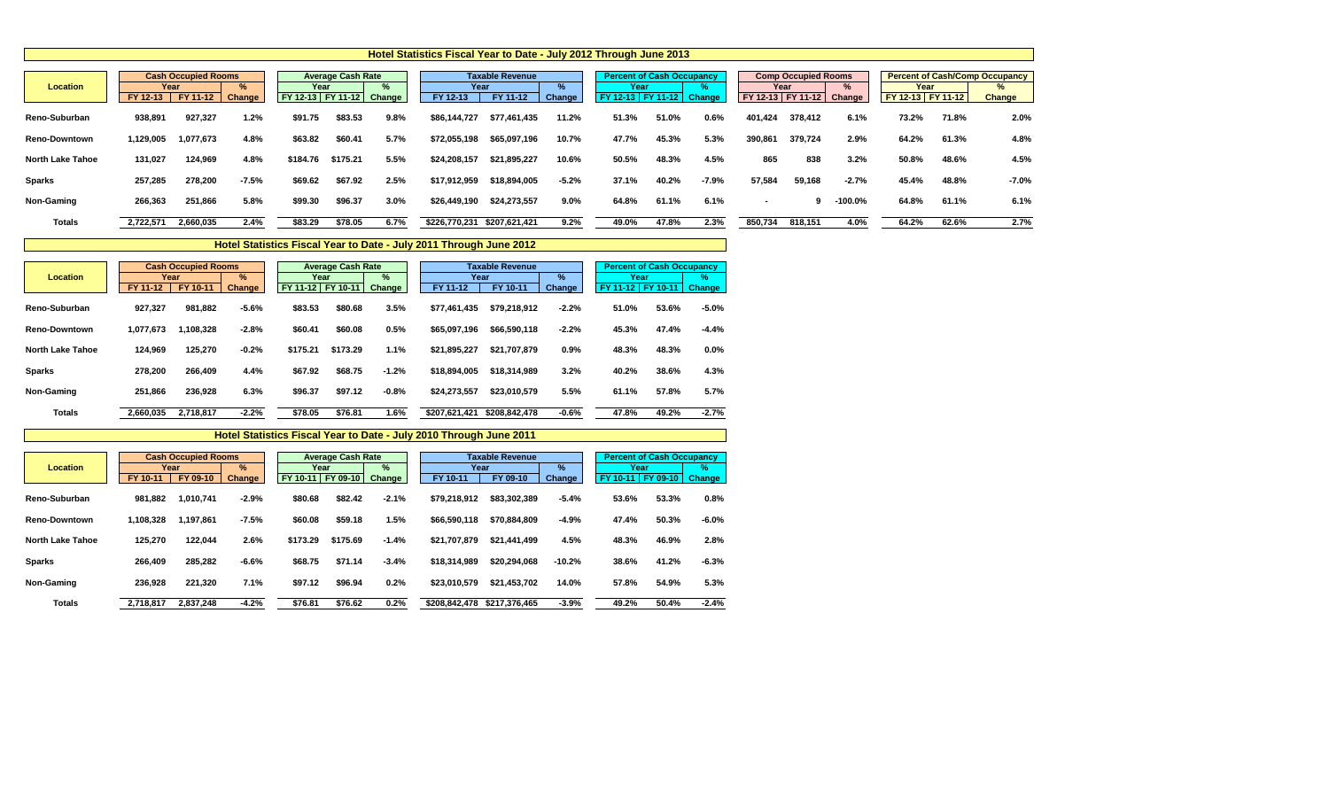## Hotel Statistics Fiscal Year to Date - July 2012 Through June 2013

| Location | Cash Occupied Rooms | | | Average Cash Rate | | | Taxable Revenue | | | Percent of Cash Occupancy | | | Comp Occupied Rooms | | | Percent of Cash/Comp Occupancy | | |
|---|---|---|---|---|---|---|---|---|---|---|---|---|---|---|---|---|---|---|
| | Year | | % | Year | | % | Year | | % | Year | | % | Year | | % | Year | | % |
| | FY 12-13 | FY 11-12 | Change | FY 12-13 | FY 11-12 | Change | FY 12-13 | FY 11-12 | Change | FY 12-13 | FY 11-12 | Change | FY 12-13 | FY 11-12 | Change | FY 12-13 | FY 11-12 | Change |
| Reno-Suburban | 938,891 | 927,327 | 1.2% | $91.75 | $83.53 | 9.8% | $86,144,727 | $77,461,435 | 11.2% | 51.3% | 51.0% | 0.6% | 401,424 | 378,412 | 6.1% | 73.2% | 71.8% | 2.0% |
| Reno-Downtown | 1,129,005 | 1,077,673 | 4.8% | $63.82 | $60.41 | 5.7% | $72,055,198 | $65,097,196 | 10.7% | 47.7% | 45.3% | 5.3% | 390,861 | 379,724 | 2.9% | 64.2% | 61.3% | 4.8% |
| North Lake Tahoe | 131,027 | 124,969 | 4.8% | $184.76 | $175.21 | 5.5% | $24,208,157 | $21,895,227 | 10.6% | 50.5% | 48.3% | 4.5% | 865 | 838 | 3.2% | 50.8% | 48.6% | 4.5% |
| Sparks | 257,285 | 278,200 | -7.5% | $69.62 | $67.92 | 2.5% | $17,912,959 | $18,894,005 | -5.2% | 37.1% | 40.2% | -7.9% | 57,584 | 59,168 | -2.7% | 45.4% | 48.8% | -7.0% |
| Non-Gaming | 266,363 | 251,866 | 5.8% | $99.30 | $96.37 | 3.0% | $26,449,190 | $24,273,557 | 9.0% | 64.8% | 61.1% | 6.1% | - | 9 | -100.0% | 64.8% | 61.1% | 6.1% |
| Totals | 2,722,571 | 2,660,035 | 2.4% | $83.29 | $78.05 | 6.7% | $226,770,231 | $207,621,421 | 9.2% | 49.0% | 47.8% | 2.3% | 850,734 | 818,151 | 4.0% | 64.2% | 62.6% | 2.7% |

## Hotel Statistics Fiscal Year to Date - July 2011 Through June 2012

| Location | Cash Occupied Rooms | | | Average Cash Rate | | | Taxable Revenue | | | Percent of Cash Occupancy | | |
|---|---|---|---|---|---|---|---|---|---|---|---|---|
| | Year | | % | Year | | % | Year | | % | Year | | % |
| | FY 11-12 | FY 10-11 | Change | FY 11-12 | FY 10-11 | Change | FY 11-12 | FY 10-11 | Change | FY 11-12 | FY 10-11 | Change |
| Reno-Suburban | 927,327 | 981,882 | -5.6% | $83.53 | $80.68 | 3.5% | $77,461,435 | $79,218,912 | -2.2% | 51.0% | 53.6% | -5.0% |
| Reno-Downtown | 1,077,673 | 1,108,328 | -2.8% | $60.41 | $60.08 | 0.5% | $65,097,196 | $66,590,118 | -2.2% | 45.3% | 47.4% | -4.4% |
| North Lake Tahoe | 124,969 | 125,270 | -0.2% | $175.21 | $173.29 | 1.1% | $21,895,227 | $21,707,879 | 0.9% | 48.3% | 48.3% | 0.0% |
| Sparks | 278,200 | 266,409 | 4.4% | $67.92 | $68.75 | -1.2% | $18,894,005 | $18,314,989 | 3.2% | 40.2% | 38.6% | 4.3% |
| Non-Gaming | 251,866 | 236,928 | 6.3% | $96.37 | $97.12 | -0.8% | $24,273,557 | $23,010,579 | 5.5% | 61.1% | 57.8% | 5.7% |
| Totals | 2,660,035 | 2,718,817 | -2.2% | $78.05 | $76.81 | 1.6% | $207,621,421 | $208,842,478 | -0.6% | 47.8% | 49.2% | -2.7% |

## Hotel Statistics Fiscal Year to Date - July 2010 Through June 2011

| Location | Cash Occupied Rooms | | | Average Cash Rate | | | Taxable Revenue | | | Percent of Cash Occupancy | | |
|---|---|---|---|---|---|---|---|---|---|---|---|---|
| | Year | | % | Year | | % | Year | | % | Year | | % |
| | FY 10-11 | FY 09-10 | Change | FY 10-11 | FY 09-10 | Change | FY 10-11 | FY 09-10 | Change | FY 10-11 | FY 09-10 | Change |
| Reno-Suburban | 981,882 | 1,010,741 | -2.9% | $80.68 | $82.42 | -2.1% | $79,218,912 | $83,302,389 | -5.4% | 53.6% | 53.3% | 0.8% |
| Reno-Downtown | 1,108,328 | 1,197,861 | -7.5% | $60.08 | $59.18 | 1.5% | $66,590,118 | $70,884,809 | -4.9% | 47.4% | 50.3% | -6.0% |
| North Lake Tahoe | 125,270 | 122,044 | 2.6% | $173.29 | $175.69 | -1.4% | $21,707,879 | $21,441,499 | 4.5% | 48.3% | 46.9% | 2.8% |
| Sparks | 266,409 | 285,282 | -6.6% | $68.75 | $71.14 | -3.4% | $18,314,989 | $20,294,068 | -10.2% | 38.6% | 41.2% | -6.3% |
| Non-Gaming | 236,928 | 221,320 | 7.1% | $97.12 | $96.94 | 0.2% | $23,010,579 | $21,453,702 | 14.0% | 57.8% | 54.9% | 5.3% |
| Totals | 2,718,817 | 2,837,248 | -4.2% | $76.81 | $76.62 | 0.2% | $208,842,478 | $217,376,465 | -3.9% | 49.2% | 50.4% | -2.4% |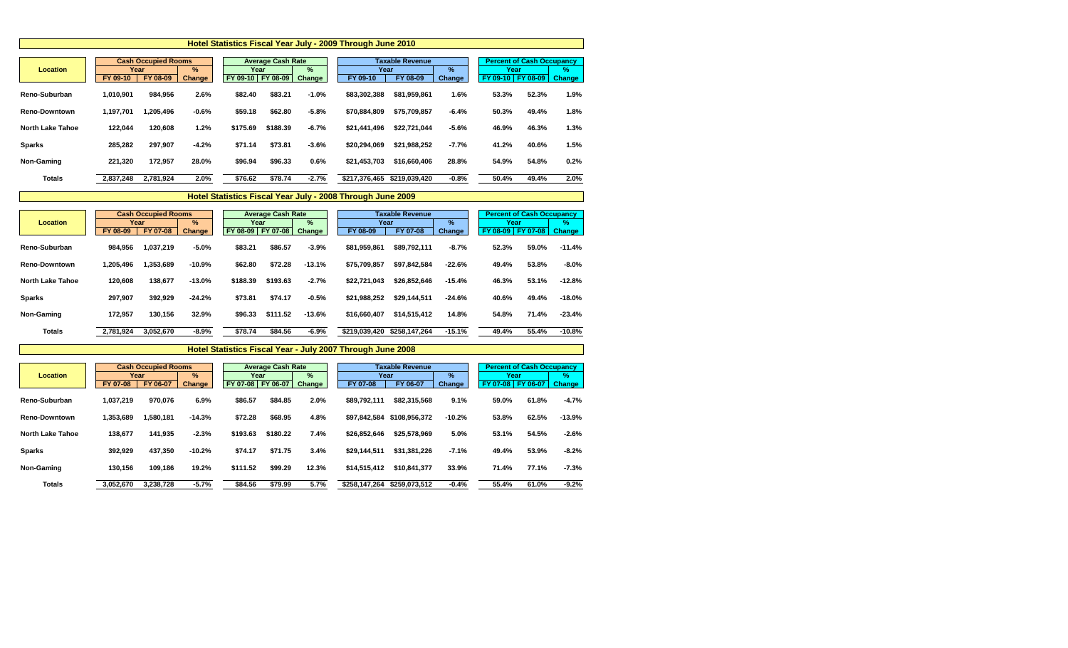## Hotel Statistics Fiscal Year July - 2009 Through June 2010

| Location | Cash Occupied Rooms | | | Average Cash Rate | | | Taxable Revenue | | | Percent of Cash Occupancy | | |
|---|---|---|---|---|---|---|---|---|---|---|---|---|
| | Year | | % | Year | | % | Year | | % | Year | | % |
| | FY 09-10 | FY 08-09 | Change | FY 09-10 | FY 08-09 | Change | FY 09-10 | FY 08-09 | Change | FY 09-10 | FY 08-09 | Change |
| Reno-Suburban | 1,010,901 | 984,956 | 2.6% | $82.40 | $83.21 | -1.0% | $83,302,388 | $81,959,861 | 1.6% | 53.3% | 52.3% | 1.9% |
| Reno-Downtown | 1,197,701 | 1,205,496 | -0.6% | $59.18 | $62.80 | -5.8% | $70,884,809 | $75,709,857 | -6.4% | 50.3% | 49.4% | 1.8% |
| North Lake Tahoe | 122,044 | 120,608 | 1.2% | $175.69 | $188.39 | -6.7% | $21,441,496 | $22,721,044 | -5.6% | 46.9% | 46.3% | 1.3% |
| Sparks | 285,282 | 297,907 | -4.2% | $71.14 | $73.81 | -3.6% | $20,294,069 | $21,988,252 | -7.7% | 41.2% | 40.6% | 1.5% |
| Non-Gaming | 221,320 | 172,957 | 28.0% | $96.94 | $96.33 | 0.6% | $21,453,703 | $16,660,406 | 28.8% | 54.9% | 54.8% | 0.2% |
| Totals | 2,837,248 | 2,781,924 | 2.0% | $76.62 | $78.74 | -2.7% | $217,376,465 | $219,039,420 | -0.8% | 50.4% | 49.4% | 2.0% |

## Hotel Statistics Fiscal Year July - 2008 Through June 2009

| Location | Cash Occupied Rooms | | | Average Cash Rate | | | Taxable Revenue | | | Percent of Cash Occupancy | | |
|---|---|---|---|---|---|---|---|---|---|---|---|---|
| | Year | | % | Year | | % | Year | | % | Year | | % |
| | FY 08-09 | FY 07-08 | Change | FY 08-09 | FY 07-08 | Change | FY 08-09 | FY 07-08 | Change | FY 08-09 | FY 07-08 | Change |
| Reno-Suburban | 984,956 | 1,037,219 | -5.0% | $83.21 | $86.57 | -3.9% | $81,959,861 | $89,792,111 | -8.7% | 52.3% | 59.0% | -11.4% |
| Reno-Downtown | 1,205,496 | 1,353,689 | -10.9% | $62.80 | $72.28 | -13.1% | $75,709,857 | $97,842,584 | -22.6% | 49.4% | 53.8% | -8.0% |
| North Lake Tahoe | 120,608 | 138,677 | -13.0% | $188.39 | $193.63 | -2.7% | $22,721,043 | $26,852,646 | -15.4% | 46.3% | 53.1% | -12.8% |
| Sparks | 297,907 | 392,929 | -24.2% | $73.81 | $74.17 | -0.5% | $21,988,252 | $29,144,511 | -24.6% | 40.6% | 49.4% | -18.0% |
| Non-Gaming | 172,957 | 130,156 | 32.9% | $96.33 | $111.52 | -13.6% | $16,660,407 | $14,515,412 | 14.8% | 54.8% | 71.4% | -23.4% |
| Totals | 2,781,924 | 3,052,670 | -8.9% | $78.74 | $84.56 | -6.9% | $219,039,420 | $258,147,264 | -15.1% | 49.4% | 55.4% | -10.8% |

## Hotel Statistics Fiscal Year - July 2007 Through June 2008

| Location | Cash Occupied Rooms | | | Average Cash Rate | | | Taxable Revenue | | | Percent of Cash Occupancy | | |
|---|---|---|---|---|---|---|---|---|---|---|---|---|
| | Year | | % | Year | | % | Year | | % | Year | | % |
| | FY 07-08 | FY 06-07 | Change | FY 07-08 | FY 06-07 | Change | FY 07-08 | FY 06-07 | Change | FY 07-08 | FY 06-07 | Change |
| Reno-Suburban | 1,037,219 | 970,076 | 6.9% | $86.57 | $84.85 | 2.0% | $89,792,111 | $82,315,568 | 9.1% | 59.0% | 61.8% | -4.7% |
| Reno-Downtown | 1,353,689 | 1,580,181 | -14.3% | $72.28 | $68.95 | 4.8% | $97,842,584 | $108,956,372 | -10.2% | 53.8% | 62.5% | -13.9% |
| North Lake Tahoe | 138,677 | 141,935 | -2.3% | $193.63 | $180.22 | 7.4% | $26,852,646 | $25,578,969 | 5.0% | 53.1% | 54.5% | -2.6% |
| Sparks | 392,929 | 437,350 | -10.2% | $74.17 | $71.75 | 3.4% | $29,144,511 | $31,381,226 | -7.1% | 49.4% | 53.9% | -8.2% |
| Non-Gaming | 130,156 | 109,186 | 19.2% | $111.52 | $99.29 | 12.3% | $14,515,412 | $10,841,377 | 33.9% | 71.4% | 77.1% | -7.3% |
| Totals | 3,052,670 | 3,238,728 | -5.7% | $84.56 | $79.99 | 5.7% | $258,147,264 | $259,073,512 | -0.4% | 55.4% | 61.0% | -9.2% |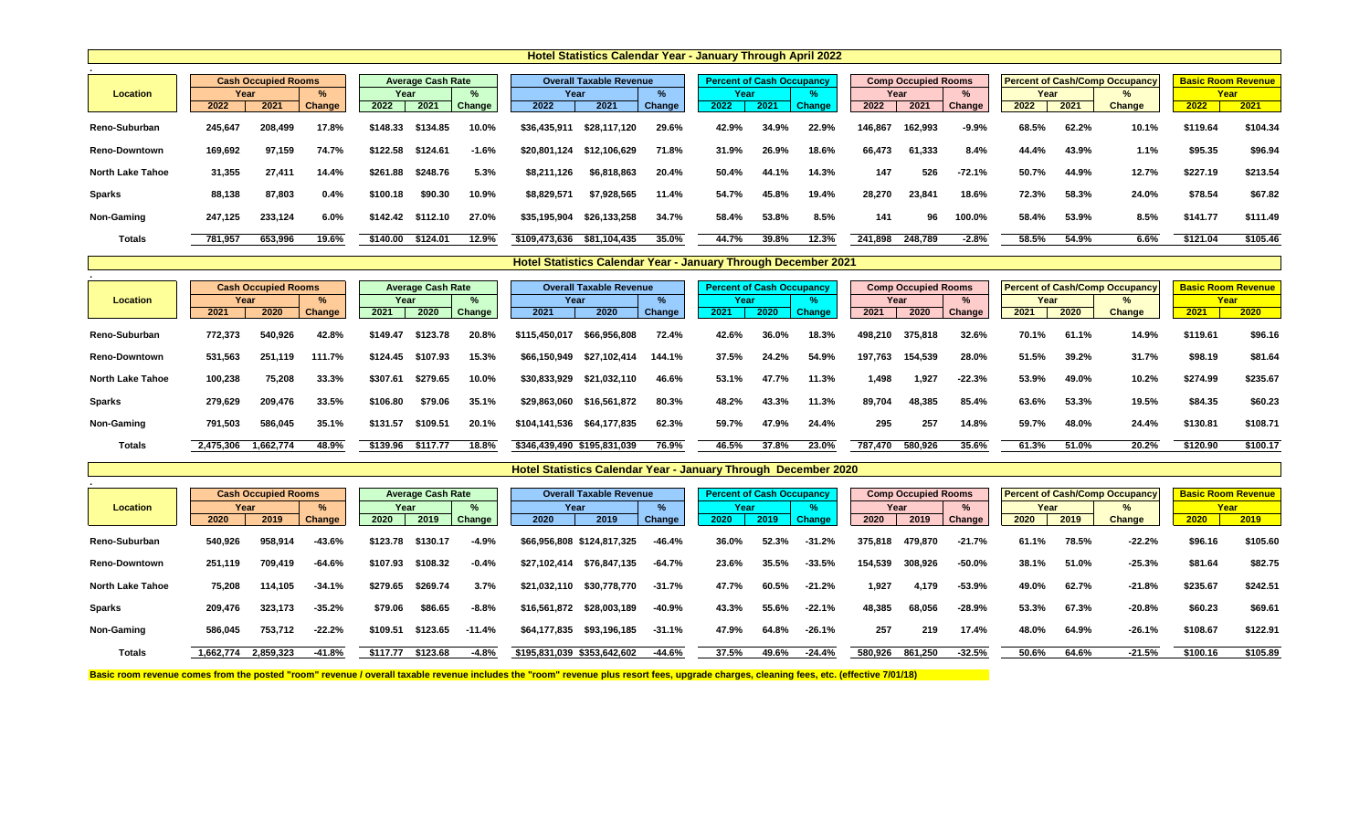## Hotel Statistics Calendar Year - January Through April 2022

| Location | Cash Occupied Rooms | | | Average Cash Rate | | | Overall Taxable Revenue | | | Percent of Cash Occupancy | | | Comp Occupied Rooms | | | Percent of Cash/Comp Occupancy | | | Basic Room Revenue | |
|---|---|---|---|---|---|---|---|---|---|---|---|---|---|---|---|---|---|---|---|---|
| | Year | | % | Year | | % | Year | | % | Year | | % | Year | | % | Year | | % | Year | |
| | 2022 | 2021 | Change | 2022 | 2021 | Change | 2022 | 2021 | Change | 2022 | 2021 | Change | 2022 | 2021 | Change | 2022 | 2021 | Change | 2022 | 2021 |
| Reno-Suburban | 245,647 | 208,499 | 17.8% | $148.33 | $134.85 | 10.0% | $36,435,911 | $28,117,120 | 29.6% | 42.9% | 34.9% | 22.9% | 146,867 | 162,993 | -9.9% | 68.5% | 62.2% | 10.1% | $119.64 | $104.34 |
| Reno-Downtown | 169,692 | 97,159 | 74.7% | $122.58 | $124.61 | -1.6% | $20,801,124 | $12,106,629 | 71.8% | 31.9% | 26.9% | 18.6% | 66,473 | 61,333 | 8.4% | 44.4% | 43.9% | 1.1% | $95.35 | $96.94 |
| North Lake Tahoe | 31,355 | 27,411 | 14.4% | $261.88 | $248.76 | 5.3% | $8,211,126 | $6,818,863 | 20.4% | 50.4% | 44.1% | 14.3% | 147 | 526 | -72.1% | 50.7% | 44.9% | 12.7% | $227.19 | $213.54 |
| Sparks | 88,138 | 87,803 | 0.4% | $100.18 | $90.30 | 10.9% | $8,829,571 | $7,928,565 | 11.4% | 54.7% | 45.8% | 19.4% | 28,270 | 23,841 | 18.6% | 72.3% | 58.3% | 24.0% | $78.54 | $67.82 |
| Non-Gaming | 247,125 | 233,124 | 6.0% | $142.42 | $112.10 | 27.0% | $35,195,904 | $26,133,258 | 34.7% | 58.4% | 53.8% | 8.5% | 141 | 96 | 100.0% | 58.4% | 53.9% | 8.5% | $141.77 | $111.49 |
| Totals | 781,957 | 653,996 | 19.6% | $140.00 | $124.01 | 12.9% | $109,473,636 | $81,104,435 | 35.0% | 44.7% | 39.8% | 12.3% | 241,898 | 248,789 | -2.8% | 58.5% | 54.9% | 6.6% | $121.04 | $105.46 |

## Hotel Statistics Calendar Year - January Through December 2021

| Location | Cash Occupied Rooms | | | Average Cash Rate | | | Overall Taxable Revenue | | | Percent of Cash Occupancy | | | Comp Occupied Rooms | | | Percent of Cash/Comp Occupancy | | | Basic Room Revenue | |
|---|---|---|---|---|---|---|---|---|---|---|---|---|---|---|---|---|---|---|---|---|
| | Year | | % | Year | | % | Year | | % | Year | | % | Year | | % | Year | | % | Year | |
| | 2021 | 2020 | Change | 2021 | 2020 | Change | 2021 | 2020 | Change | 2021 | 2020 | Change | 2021 | 2020 | Change | 2021 | 2020 | Change | 2021 | 2020 |
| Reno-Suburban | 772,373 | 540,926 | 42.8% | $149.47 | $123.78 | 20.8% | $115,450,017 | $66,956,808 | 72.4% | 42.6% | 36.0% | 18.3% | 498,210 | 375,818 | 32.6% | 70.1% | 61.1% | 14.9% | $119.61 | $96.16 |
| Reno-Downtown | 531,563 | 251,119 | 111.7% | $124.45 | $107.93 | 15.3% | $66,150,949 | $27,102,414 | 144.1% | 37.5% | 24.2% | 54.9% | 197,763 | 154,539 | 28.0% | 51.5% | 39.2% | 31.7% | $98.19 | $81.64 |
| North Lake Tahoe | 100,238 | 75,208 | 33.3% | $307.61 | $279.65 | 10.0% | $30,833,929 | $21,032,110 | 46.6% | 53.1% | 47.7% | 11.3% | 1,498 | 1,927 | -22.3% | 53.9% | 49.0% | 10.2% | $274.99 | $235.67 |
| Sparks | 279,629 | 209,476 | 33.5% | $106.80 | $79.06 | 35.1% | $29,863,060 | $16,561,872 | 80.3% | 48.2% | 43.3% | 11.3% | 89,704 | 48,385 | 85.4% | 63.6% | 53.3% | 19.5% | $84.35 | $60.23 |
| Non-Gaming | 791,503 | 586,045 | 35.1% | $131.57 | $109.51 | 20.1% | $104,141,536 | $64,177,835 | 62.3% | 59.7% | 47.9% | 24.4% | 295 | 257 | 14.8% | 59.7% | 48.0% | 24.4% | $130.81 | $108.71 |
| Totals | 2,475,306 | 1,662,774 | 48.9% | $139.96 | $117.77 | 18.8% | $346,439,490 | $195,831,039 | 76.9% | 46.5% | 37.8% | 23.0% | 787,470 | 580,926 | 35.6% | 61.3% | 51.0% | 20.2% | $120.90 | $100.17 |

## Hotel Statistics Calendar Year - January Through December 2020

| Location | Cash Occupied Rooms | | | Average Cash Rate | | | Overall Taxable Revenue | | | Percent of Cash Occupancy | | | Comp Occupied Rooms | | | Percent of Cash/Comp Occupancy | | | Basic Room Revenue | |
|---|---|---|---|---|---|---|---|---|---|---|---|---|---|---|---|---|---|---|---|---|
| | Year | | % | Year | | % | Year | | % | Year | | % | Year | | % | Year | | % | Year | |
| | 2020 | 2019 | Change | 2020 | 2019 | Change | 2020 | 2019 | Change | 2020 | 2019 | Change | 2020 | 2019 | Change | 2020 | 2019 | Change | 2020 | 2019 |
| Reno-Suburban | 540,926 | 958,914 | -43.6% | $123.78 | $130.17 | -4.9% | $66,956,808 | $124,817,325 | -46.4% | 36.0% | 52.3% | -31.2% | 375,818 | 479,870 | -21.7% | 61.1% | 78.5% | -22.2% | $96.16 | $105.60 |
| Reno-Downtown | 251,119 | 709,419 | -64.6% | $107.93 | $108.32 | -0.4% | $27,102,414 | $76,847,135 | -64.7% | 23.6% | 35.5% | -33.5% | 154,539 | 308,926 | -50.0% | 38.1% | 51.0% | -25.3% | $81.64 | $82.75 |
| North Lake Tahoe | 75,208 | 114,105 | -34.1% | $279.65 | $269.74 | 3.7% | $21,032,110 | $30,778,770 | -31.7% | 47.7% | 60.5% | -21.2% | 1,927 | 4,179 | -53.9% | 49.0% | 62.7% | -21.8% | $235.67 | $242.51 |
| Sparks | 209,476 | 323,173 | -35.2% | $79.06 | $86.65 | -8.8% | $16,561,872 | $28,003,189 | -40.9% | 43.3% | 55.6% | -22.1% | 48,385 | 68,056 | -28.9% | 53.3% | 67.3% | -20.8% | $60.23 | $69.61 |
| Non-Gaming | 586,045 | 753,712 | -22.2% | $109.51 | $123.65 | -11.4% | $64,177,835 | $93,196,185 | -31.1% | 47.9% | 64.8% | -26.1% | 257 | 219 | 17.4% | 48.0% | 64.9% | -26.1% | $108.67 | $122.91 |
| Totals | 1,662,774 | 2,859,323 | -41.8% | $117.77 | $123.68 | -4.8% | $195,831,039 | $353,642,602 | -44.6% | 37.5% | 49.6% | -24.4% | 580,926 | 861,250 | -32.5% | 50.6% | 64.6% | -21.5% | $100.16 | $105.89 |

**Basic room revenue comes from the posted "room" revenue / overall taxable revenue includes the "room" revenue plus resort fees, upgrade charges, cleaning fees, etc. (effective 7/01/18)**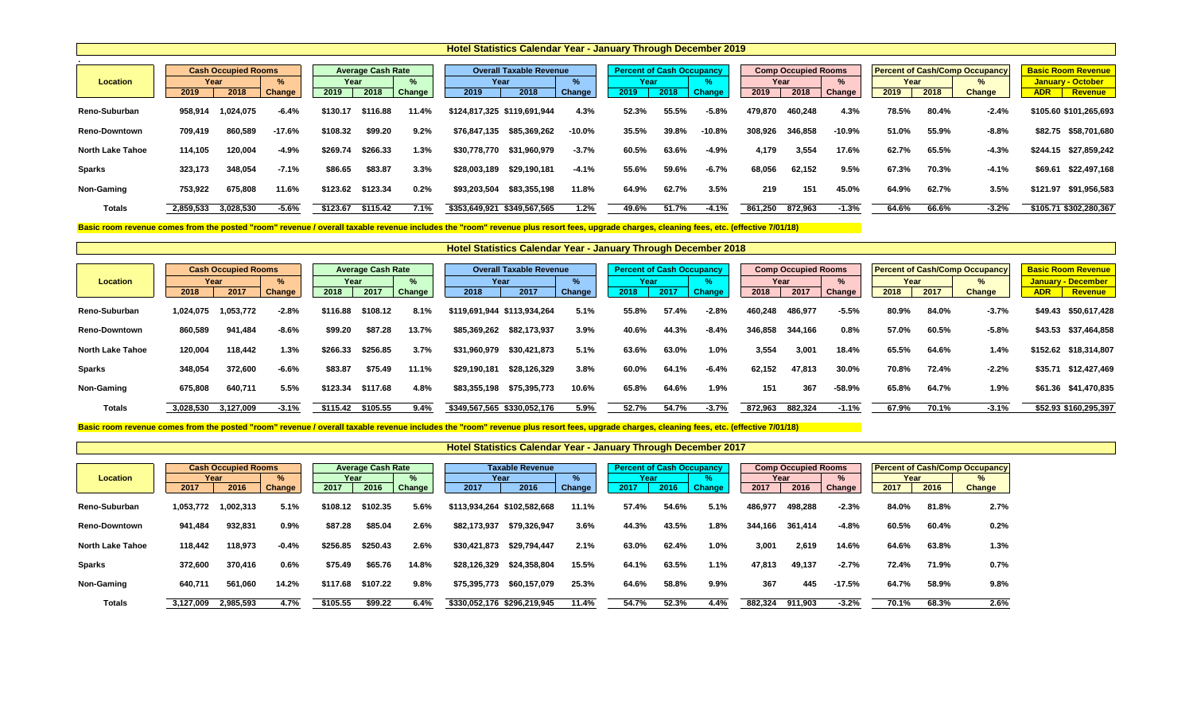## Hotel Statistics Calendar Year - January Through December 2019

| Location | Cash Occupied Rooms | | | Average Cash Rate | | | Overall Taxable Revenue | | | Percent of Cash Occupancy | | | Comp Occupied Rooms | | | Percent of Cash/Comp Occupancy | | | Basic Room Revenue January - October | |
|---|---|---|---|---|---|---|---|---|---|---|---|---|---|---|---|---|---|---|---|---|
| | Year | | % | Year | | % | Year | | % | Year | | % | Year | | % | Year | | % | | |
| | 2019 | 2018 | Change | 2019 | 2018 | Change | 2019 | 2018 | Change | 2019 | 2018 | Change | 2019 | 2018 | Change | 2019 | 2018 | Change | ADR | Revenue |
| Reno-Suburban | 958,914 | 1,024,075 | -6.4% | $130.17 | $116.88 | 11.4% | $124,817,325 | $119,691,944 | 4.3% | 52.3% | 55.5% | -5.8% | 479,870 | 460,248 | 4.3% | 78.5% | 80.4% | -2.4% | $105.60 | $101,265,693 |
| Reno-Downtown | 709,419 | 860,589 | -17.6% | $108.32 | $99.20 | 9.2% | $76,847,135 | $85,369,262 | -10.0% | 35.5% | 39.8% | -10.8% | 308,926 | 346,858 | -10.9% | 51.0% | 55.9% | -8.8% | $82.75 | $58,701,680 |
| North Lake Tahoe | 114,105 | 120,004 | -4.9% | $269.74 | $266.33 | 1.3% | $30,778,770 | $31,960,979 | -3.7% | 60.5% | 63.6% | -4.9% | 4,179 | 3,554 | 17.6% | 62.7% | 65.5% | -4.3% | $244.15 | $27,859,242 |
| Sparks | 323,173 | 348,054 | -7.1% | $86.65 | $83.87 | 3.3% | $28,003,189 | $29,190,181 | -4.1% | 55.6% | 59.6% | -6.7% | 68,056 | 62,152 | 9.5% | 67.3% | 70.3% | -4.1% | $69.61 | $22,497,168 |
| Non-Gaming | 753,922 | 675,808 | 11.6% | $123.62 | $123.34 | 0.2% | $93,203,504 | $83,355,198 | 11.8% | 64.9% | 62.7% | 3.5% | 219 | 151 | 45.0% | 64.9% | 62.7% | 3.5% | $121.97 | $91,956,583 |
| Totals | 2,859,533 | 3,028,530 | -5.6% | $123.67 | $115.42 | 7.1% | $353,649,921 | $349,567,565 | 1.2% | 49.6% | 51.7% | -4.1% | 861,250 | 872,963 | -1.3% | 64.6% | 66.6% | -3.2% | $105.71 | $302,280,367 |

Basic room revenue comes from the posted "room" revenue / overall taxable revenue includes the "room" revenue plus resort fees, upgrade charges, cleaning fees, etc. (effective 7/01/18)

## Hotel Statistics Calendar Year - January Through December 2018

| Location | Cash Occupied Rooms | | | Average Cash Rate | | | Overall Taxable Revenue | | | Percent of Cash Occupancy | | | Comp Occupied Rooms | | | Percent of Cash/Comp Occupancy | | | Basic Room Revenue January - December | |
|---|---|---|---|---|---|---|---|---|---|---|---|---|---|---|---|---|---|---|---|---|
| | Year | | % | Year | | % | Year | | % | Year | | % | Year | | % | Year | | % | | |
| | 2018 | 2017 | Change | 2018 | 2017 | Change | 2018 | 2017 | Change | 2018 | 2017 | Change | 2018 | 2017 | Change | 2018 | 2017 | Change | ADR | Revenue |
| Reno-Suburban | 1,024,075 | 1,053,772 | -2.8% | $116.88 | $108.12 | 8.1% | $119,691,944 | $113,934,264 | 5.1% | 55.8% | 57.4% | -2.8% | 460,248 | 486,977 | -5.5% | 80.9% | 84.0% | -3.7% | $49.43 | $50,617,428 |
| Reno-Downtown | 860,589 | 941,484 | -8.6% | $99.20 | $87.28 | 13.7% | $85,369,262 | $82,173,937 | 3.9% | 40.6% | 44.3% | -8.4% | 346,858 | 344,166 | 0.8% | 57.0% | 60.5% | -5.8% | $43.53 | $37,464,858 |
| North Lake Tahoe | 120,004 | 118,442 | 1.3% | $266.33 | $256.85 | 3.7% | $31,960,979 | $30,421,873 | 5.1% | 63.6% | 63.0% | 1.0% | 3,554 | 3,001 | 18.4% | 65.5% | 64.6% | 1.4% | $152.62 | $18,314,807 |
| Sparks | 348,054 | 372,600 | -6.6% | $83.87 | $75.49 | 11.1% | $29,190,181 | $28,126,329 | 3.8% | 60.0% | 64.1% | -6.4% | 62,152 | 47,813 | 30.0% | 70.8% | 72.4% | -2.2% | $35.71 | $12,427,469 |
| Non-Gaming | 675,808 | 640,711 | 5.5% | $123.34 | $117.68 | 4.8% | $83,355,198 | $75,395,773 | 10.6% | 65.8% | 64.6% | 1.9% | 151 | 367 | -58.9% | 65.8% | 64.7% | 1.9% | $61.36 | $41,470,835 |
| Totals | 3,028,530 | 3,127,009 | -3.1% | $115.42 | $105.55 | 9.4% | $349,567,565 | $330,052,176 | 5.9% | 52.7% | 54.7% | -3.7% | 872,963 | 882,324 | -1.1% | 67.9% | 70.1% | -3.1% | $52.93 | $160,295,397 |

Basic room revenue comes from the posted "room" revenue / overall taxable revenue includes the "room" revenue plus resort fees, upgrade charges, cleaning fees, etc. (effective 7/01/18)

## Hotel Statistics Calendar Year - January Through December 2017

| Location | Cash Occupied Rooms | | | Average Cash Rate | | | Taxable Revenue | | | Percent of Cash Occupancy | | | Comp Occupied Rooms | | | Percent of Cash/Comp Occupancy | | |
|---|---|---|---|---|---|---|---|---|---|---|---|---|---|---|---|---|---|---|
| | Year | | % | Year | | % | Year | | % | Year | | % | Year | | % | Year | | % |
| | 2017 | 2016 | Change | 2017 | 2016 | Change | 2017 | 2016 | Change | 2017 | 2016 | Change | 2017 | 2016 | Change | 2017 | 2016 | Change |
| Reno-Suburban | 1,053,772 | 1,002,313 | 5.1% | $108.12 | $102.35 | 5.6% | $113,934,264 | $102,582,668 | 11.1% | 57.4% | 54.6% | 5.1% | 486,977 | 498,288 | -2.3% | 84.0% | 81.8% | 2.7% |
| Reno-Downtown | 941,484 | 932,831 | 0.9% | $87.28 | $85.04 | 2.6% | $82,173,937 | $79,326,947 | 3.6% | 44.3% | 43.5% | 1.8% | 344,166 | 361,414 | -4.8% | 60.5% | 60.4% | 0.2% |
| North Lake Tahoe | 118,442 | 118,973 | -0.4% | $256.85 | $250.43 | 2.6% | $30,421,873 | $29,794,447 | 2.1% | 63.0% | 62.4% | 1.0% | 3,001 | 2,619 | 14.6% | 64.6% | 63.8% | 1.3% |
| Sparks | 372,600 | 370,416 | 0.6% | $75.49 | $65.76 | 14.8% | $28,126,329 | $24,358,804 | 15.5% | 64.1% | 63.5% | 1.1% | 47,813 | 49,137 | -2.7% | 72.4% | 71.9% | 0.7% |
| Non-Gaming | 640,711 | 561,060 | 14.2% | $117.68 | $107.22 | 9.8% | $75,395,773 | $60,157,079 | 25.3% | 64.6% | 58.8% | 9.9% | 367 | 445 | -17.5% | 64.7% | 58.9% | 9.8% |
| Totals | 3,127,009 | 2,985,593 | 4.7% | $105.55 | $99.22 | 6.4% | $330,052,176 | $296,219,945 | 11.4% | 54.7% | 52.3% | 4.4% | 882,324 | 911,903 | -3.2% | 70.1% | 68.3% | 2.6% |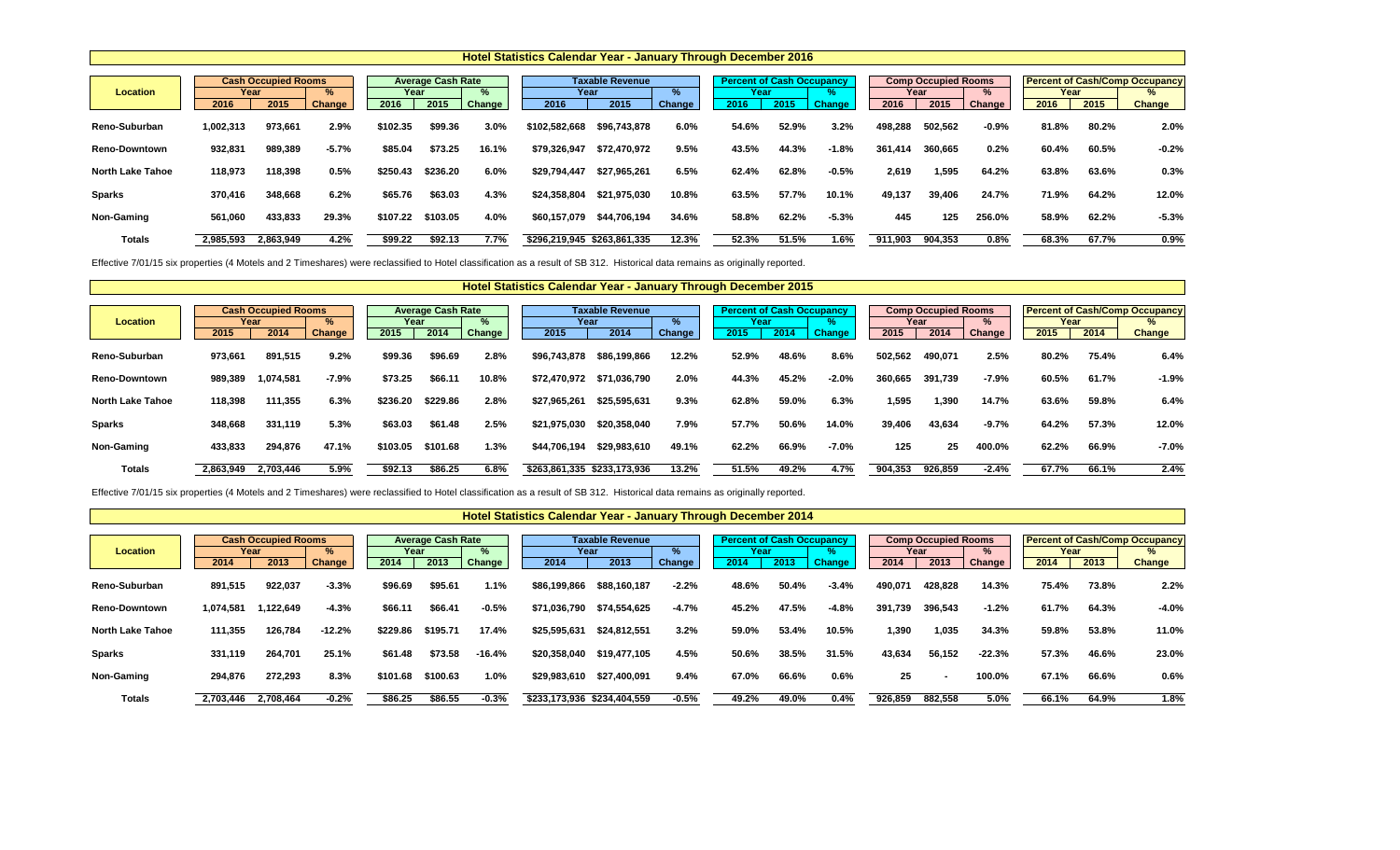## Hotel Statistics Calendar Year - January Through December 2016

| Location | Cash Occupied Rooms | | | Average Cash Rate | | | Taxable Revenue | | | Percent of Cash Occupancy | | | Comp Occupied Rooms | | | Percent of Cash/Comp Occupancy | | |
|---|---|---|---|---|---|---|---|---|---|---|---|---|---|---|---|---|---|---|
| | 2016 | 2015 | % Change | 2016 | 2015 | % Change | 2016 | 2015 | % Change | 2016 | 2015 | % Change | 2016 | 2015 | % Change | 2016 | 2015 | % Change |
| Reno-Suburban | 1,002,313 | 973,661 | 2.9% | $102.35 | $99.36 | 3.0% | $102,582,668 | $96,743,878 | 6.0% | 54.6% | 52.9% | 3.2% | 498,288 | 502,562 | -0.9% | 81.8% | 80.2% | 2.0% |
| Reno-Downtown | 932,831 | 989,389 | -5.7% | $85.04 | $73.25 | 16.1% | $79,326,947 | $72,470,972 | 9.5% | 43.5% | 44.3% | -1.8% | 361,414 | 360,665 | 0.2% | 60.4% | 60.5% | -0.2% |
| North Lake Tahoe | 118,973 | 118,398 | 0.5% | $250.43 | $236.20 | 6.0% | $29,794,447 | $27,965,261 | 6.5% | 62.4% | 62.8% | -0.5% | 2,619 | 1,595 | 64.2% | 63.8% | 63.6% | 0.3% |
| Sparks | 370,416 | 348,668 | 6.2% | $65.76 | $63.03 | 4.3% | $24,358,804 | $21,975,030 | 10.8% | 63.5% | 57.7% | 10.1% | 49,137 | 39,406 | 24.7% | 71.9% | 64.2% | 12.0% |
| Non-Gaming | 561,060 | 433,833 | 29.3% | $107.22 | $103.05 | 4.0% | $60,157,079 | $44,706,194 | 34.6% | 58.8% | 62.2% | -5.3% | 445 | 125 | 256.0% | 58.9% | 62.2% | -5.3% |
| Totals | 2,985,593 | 2,863,949 | 4.2% | $99.22 | $92.13 | 7.7% | $296,219,945 | $263,861,335 | 12.3% | 52.3% | 51.5% | 1.6% | 911,903 | 904,353 | 0.8% | 68.3% | 67.7% | 0.9% |

Effective 7/01/15 six properties (4 Motels and 2 Timeshares) were reclassified to Hotel classification as a result of SB 312. Historical data remains as originally reported.

## Hotel Statistics Calendar Year - January Through December 2015

| Location | Cash Occupied Rooms | | | Average Cash Rate | | | Taxable Revenue | | | Percent of Cash Occupancy | | | Comp Occupied Rooms | | | Percent of Cash/Comp Occupancy | | |
|---|---|---|---|---|---|---|---|---|---|---|---|---|---|---|---|---|---|---|
| | 2015 | 2014 | % Change | 2015 | 2014 | % Change | 2015 | 2014 | % Change | 2015 | 2014 | % Change | 2015 | 2014 | % Change | 2015 | 2014 | % Change |
| Reno-Suburban | 973,661 | 891,515 | 9.2% | $99.36 | $96.69 | 2.8% | $96,743,878 | $86,199,866 | 12.2% | 52.9% | 48.6% | 8.6% | 502,562 | 490,071 | 2.5% | 80.2% | 75.4% | 6.4% |
| Reno-Downtown | 989,389 | 1,074,581 | -7.9% | $73.25 | $66.11 | 10.8% | $72,470,972 | $71,036,790 | 2.0% | 44.3% | 45.2% | -2.0% | 360,665 | 391,739 | -7.9% | 60.5% | 61.7% | -1.9% |
| North Lake Tahoe | 118,398 | 111,355 | 6.3% | $236.20 | $229.86 | 2.8% | $27,965,261 | $25,595,631 | 9.3% | 62.8% | 59.0% | 6.3% | 1,595 | 1,390 | 14.7% | 63.6% | 59.8% | 6.4% |
| Sparks | 348,668 | 331,119 | 5.3% | $63.03 | $61.48 | 2.5% | $21,975,030 | $20,358,040 | 7.9% | 57.7% | 50.6% | 14.0% | 39,406 | 43,634 | -9.7% | 64.2% | 57.3% | 12.0% |
| Non-Gaming | 433,833 | 294,876 | 47.1% | $103.05 | $101.68 | 1.3% | $44,706,194 | $29,983,610 | 49.1% | 62.2% | 66.9% | -7.0% | 125 | 25 | 400.0% | 62.2% | 66.9% | -7.0% |
| Totals | 2,863,949 | 2,703,446 | 5.9% | $92.13 | $86.25 | 6.8% | $263,861,335 | $233,173,936 | 13.2% | 51.5% | 49.2% | 4.7% | 904,353 | 926,859 | -2.4% | 67.7% | 66.1% | 2.4% |

Effective 7/01/15 six properties (4 Motels and 2 Timeshares) were reclassified to Hotel classification as a result of SB 312. Historical data remains as originally reported.

## Hotel Statistics Calendar Year - January Through December 2014

| Location | Cash Occupied Rooms | | | Average Cash Rate | | | Taxable Revenue | | | Percent of Cash Occupancy | | | Comp Occupied Rooms | | | Percent of Cash/Comp Occupancy | | |
|---|---|---|---|---|---|---|---|---|---|---|---|---|---|---|---|---|---|---|
| | 2014 | 2013 | % Change | 2014 | 2013 | % Change | 2014 | 2013 | % Change | 2014 | 2013 | % Change | 2014 | 2013 | % Change | 2014 | 2013 | % Change |
| Reno-Suburban | 891,515 | 922,037 | -3.3% | $96.69 | $95.61 | 1.1% | $86,199,866 | $88,160,187 | -2.2% | 48.6% | 50.4% | -3.4% | 490,071 | 428,828 | 14.3% | 75.4% | 73.8% | 2.2% |
| Reno-Downtown | 1,074,581 | 1,122,649 | -4.3% | $66.11 | $66.41 | -0.5% | $71,036,790 | $74,554,625 | -4.7% | 45.2% | 47.5% | -4.8% | 391,739 | 396,543 | -1.2% | 61.7% | 64.3% | -4.0% |
| North Lake Tahoe | 111,355 | 126,784 | -12.2% | $229.86 | $195.71 | 17.4% | $25,595,631 | $24,812,551 | 3.2% | 59.0% | 53.4% | 10.5% | 1,390 | 1,035 | 34.3% | 59.8% | 53.8% | 11.0% |
| Sparks | 331,119 | 264,701 | 25.1% | $61.48 | $73.58 | -16.4% | $20,358,040 | $19,477,105 | 4.5% | 50.6% | 38.5% | 31.5% | 43,634 | 56,152 | -22.3% | 57.3% | 46.6% | 23.0% |
| Non-Gaming | 294,876 | 272,293 | 8.3% | $101.68 | $100.63 | 1.0% | $29,983,610 | $27,400,091 | 9.4% | 67.0% | 66.6% | 0.6% | 25 | - | 100.0% | 67.1% | 66.6% | 0.6% |
| Totals | 2,703,446 | 2,708,464 | -0.2% | $86.25 | $86.55 | -0.3% | $233,173,936 | $234,404,559 | -0.5% | 49.2% | 49.0% | 0.4% | 926,859 | 882,558 | 5.0% | 66.1% | 64.9% | 1.8% |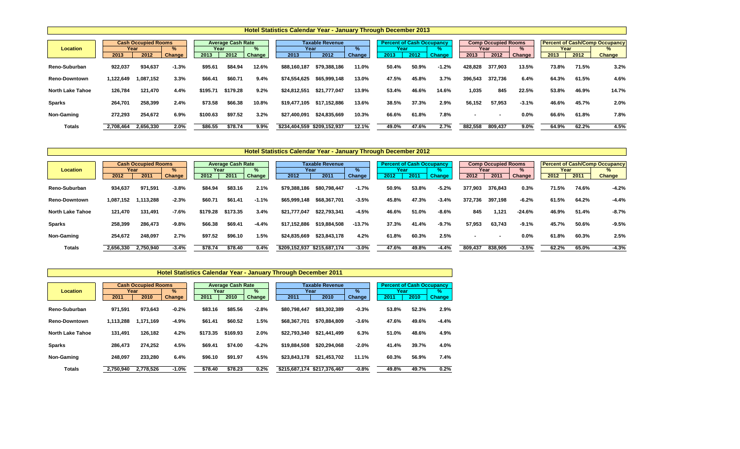## Hotel Statistics Calendar Year - January Through December 2013

| Location | Cash Occupied Rooms | | | Average Cash Rate | | | Taxable Revenue | | | Percent of Cash Occupancy | | | Comp Occupied Rooms | | | Percent of Cash/Comp Occupancy | | |
|---|---|---|---|---|---|---|---|---|---|---|---|---|---|---|---|---|---|---|
| | Year | | % | Year | | % | Year | | % | Year | | % | Year | | % | Year | | % |
| | 2013 | 2012 | Change | 2013 | 2012 | Change | 2013 | 2012 | Change | 2013 | 2012 | Change | 2013 | 2012 | Change | 2013 | 2012 | Change |
| Reno-Suburban | 922,037 | 934,637 | -1.3% | $95.61 | $84.94 | 12.6% | $88,160,187 | $79,388,186 | 11.0% | 50.4% | 50.9% | -1.2% | 428,828 | 377,903 | 13.5% | 73.8% | 71.5% | 3.2% |
| Reno-Downtown | 1,122,649 | 1,087,152 | 3.3% | $66.41 | $60.71 | 9.4% | $74,554,625 | $65,999,148 | 13.0% | 47.5% | 45.8% | 3.7% | 396,543 | 372,736 | 6.4% | 64.3% | 61.5% | 4.6% |
| North Lake Tahoe | 126,784 | 121,470 | 4.4% | $195.71 | $179.28 | 9.2% | $24,812,551 | $21,777,047 | 13.9% | 53.4% | 46.6% | 14.6% | 1,035 | 845 | 22.5% | 53.8% | 46.9% | 14.7% |
| Sparks | 264,701 | 258,399 | 2.4% | $73.58 | $66.38 | 10.8% | $19,477,105 | $17,152,886 | 13.6% | 38.5% | 37.3% | 2.9% | 56,152 | 57,953 | -3.1% | 46.6% | 45.7% | 2.0% |
| Non-Gaming | 272,293 | 254,672 | 6.9% | $100.63 | $97.52 | 3.2% | $27,400,091 | $24,835,669 | 10.3% | 66.6% | 61.8% | 7.8% | - | - | 0.0% | 66.6% | 61.8% | 7.8% |
| Totals | 2,708,464 | 2,656,330 | 2.0% | $86.55 | $78.74 | 9.9% | $234,404,559 | $209,152,937 | 12.1% | 49.0% | 47.6% | 2.7% | 882,558 | 809,437 | 9.0% | 64.9% | 62.2% | 4.5% |

## Hotel Statistics Calendar Year - January Through December 2012

| Location | Cash Occupied Rooms | | | Average Cash Rate | | | Taxable Revenue | | | Percent of Cash Occupancy | | | Comp Occupied Rooms | | | Percent of Cash/Comp Occupancy | | |
|---|---|---|---|---|---|---|---|---|---|---|---|---|---|---|---|---|---|---|
| | Year | | % | Year | | % | Year | | % | Year | | % | Year | | % | Year | | % |
| | 2012 | 2011 | Change | 2012 | 2011 | Change | 2012 | 2011 | Change | 2012 | 2011 | Change | 2012 | 2011 | Change | 2012 | 2011 | Change |
| Reno-Suburban | 934,637 | 971,591 | -3.8% | $84.94 | $83.16 | 2.1% | $79,388,186 | $80,798,447 | -1.7% | 50.9% | 53.8% | -5.2% | 377,903 | 376,843 | 0.3% | 71.5% | 74.6% | -4.2% |
| Reno-Downtown | 1,087,152 | 1,113,288 | -2.3% | $60.71 | $61.41 | -1.1% | $65,999,148 | $68,367,701 | -3.5% | 45.8% | 47.3% | -3.4% | 372,736 | 397,198 | -6.2% | 61.5% | 64.2% | -4.4% |
| North Lake Tahoe | 121,470 | 131,491 | -7.6% | $179.28 | $173.35 | 3.4% | $21,777,047 | $22,793,341 | -4.5% | 46.6% | 51.0% | -8.6% | 845 | 1,121 | -24.6% | 46.9% | 51.4% | -8.7% |
| Sparks | 258,399 | 286,473 | -9.8% | $66.38 | $69.41 | -4.4% | $17,152,886 | $19,884,508 | -13.7% | 37.3% | 41.4% | -9.7% | 57,953 | 63,743 | -9.1% | 45.7% | 50.6% | -9.5% |
| Non-Gaming | 254,672 | 248,097 | 2.7% | $97.52 | $96.10 | 1.5% | $24,835,669 | $23,843,178 | 4.2% | 61.8% | 60.3% | 2.5% | - | - | 0.0% | 61.8% | 60.3% | 2.5% |
| Totals | 2,656,330 | 2,750,940 | -3.4% | $78.74 | $78.40 | 0.4% | $209,152,937 | $215,687,174 | -3.0% | 47.6% | 49.8% | -4.4% | 809,437 | 838,905 | -3.5% | 62.2% | 65.0% | -4.3% |

## Hotel Statistics Calendar Year - January Through December 2011

| Location | Cash Occupied Rooms | | | Average Cash Rate | | | Taxable Revenue | | | Percent of Cash Occupancy | | |
|---|---|---|---|---|---|---|---|---|---|---|---|---|
| | Year | | % | Year | | % | Year | | % | Year | | % |
| | 2011 | 2010 | Change | 2011 | 2010 | Change | 2011 | 2010 | Change | 2011 | 2010 | Change |
| Reno-Suburban | 971,591 | 973,643 | -0.2% | $83.16 | $85.56 | -2.8% | $80,798,447 | $83,302,389 | -0.3% | 53.8% | 52.3% | 2.9% |
| Reno-Downtown | 1,113,288 | 1,171,169 | -4.9% | $61.41 | $60.52 | 1.5% | $68,367,701 | $70,884,809 | -3.6% | 47.6% | 49.6% | -4.4% |
| North Lake Tahoe | 131,491 | 126,182 | 4.2% | $173.35 | $169.93 | 2.0% | $22,793,340 | $21,441,499 | 6.3% | 51.0% | 48.6% | 4.9% |
| Sparks | 286,473 | 274,252 | 4.5% | $69.41 | $74.00 | -6.2% | $19,884,508 | $20,294,068 | -2.0% | 41.4% | 39.7% | 4.0% |
| Non-Gaming | 248,097 | 233,280 | 6.4% | $96.10 | $91.97 | 4.5% | $23,843,178 | $21,453,702 | 11.1% | 60.3% | 56.9% | 7.4% |
| Totals | 2,750,940 | 2,778,526 | -1.0% | $78.40 | $78.23 | 0.2% | $215,687,174 | $217,376,467 | -0.8% | 49.8% | 49.7% | 0.2% |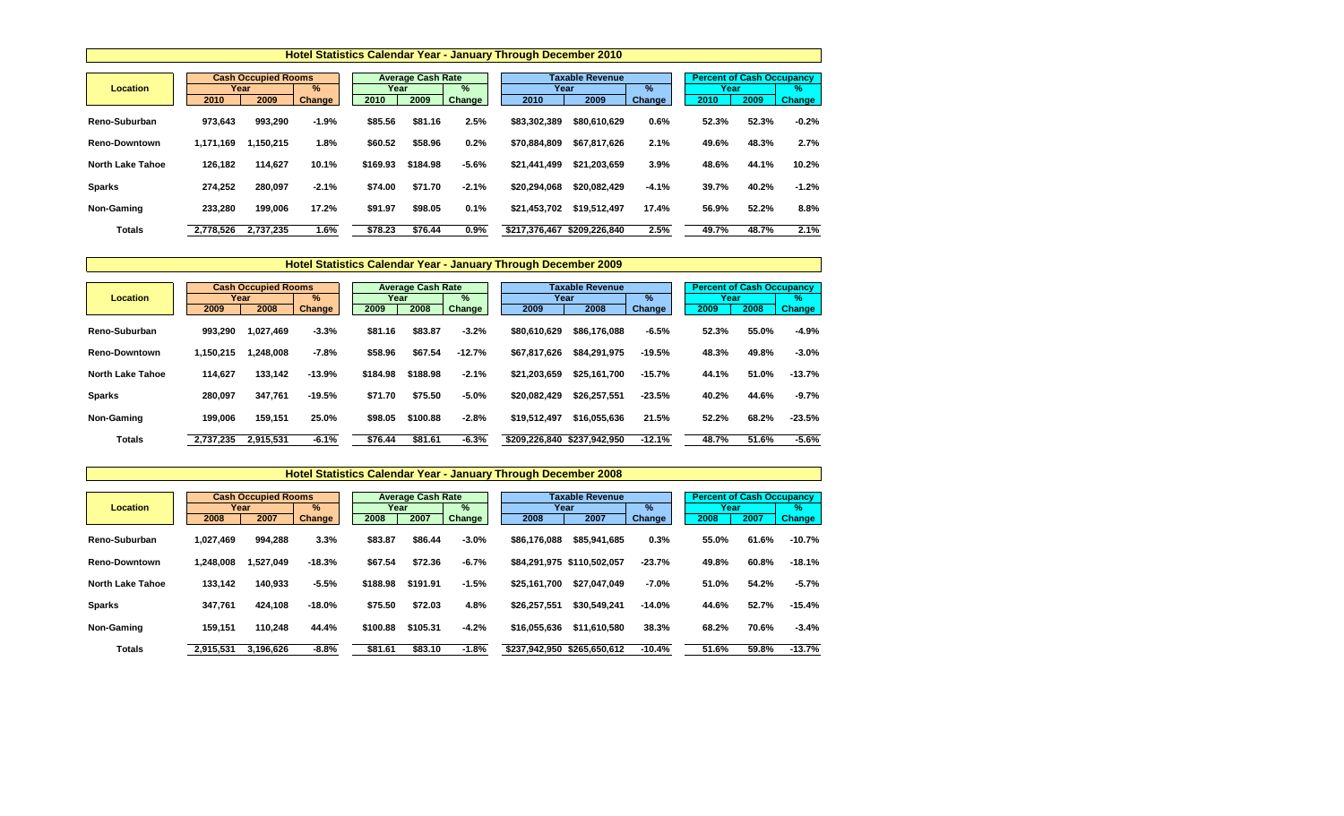## Hotel Statistics Calendar Year - January Through December 2010

| Location | Cash Occupied Rooms | | | Average Cash Rate | | | Taxable Revenue | | | Percent of Cash Occupancy | | |
|---|---|---|---|---|---|---|---|---|---|---|---|---|
| | Year | | % | Year | | % | Year | | % | Year | | % |
| | 2010 | 2009 | Change | 2010 | 2009 | Change | 2010 | 2009 | Change | 2010 | 2009 | Change |
| Reno-Suburban | 973,643 | 993,290 | -1.9% | $85.56 | $81.16 | 2.5% | $83,302,389 | $80,610,629 | 0.6% | 52.3% | 52.3% | -0.2% |
| Reno-Downtown | 1,171,169 | 1,150,215 | 1.8% | $60.52 | $58.96 | 0.2% | $70,884,809 | $67,817,626 | 2.1% | 49.6% | 48.3% | 2.7% |
| North Lake Tahoe | 126,182 | 114,627 | 10.1% | $169.93 | $184.98 | -5.6% | $21,441,499 | $21,203,659 | 3.9% | 48.6% | 44.1% | 10.2% |
| Sparks | 274,252 | 280,097 | -2.1% | $74.00 | $71.70 | -2.1% | $20,294,068 | $20,082,429 | -4.1% | 39.7% | 40.2% | -1.2% |
| Non-Gaming | 233,280 | 199,006 | 17.2% | $91.97 | $98.05 | 0.1% | $21,453,702 | $19,512,497 | 17.4% | 56.9% | 52.2% | 8.8% |
| Totals | 2,778,526 | 2,737,235 | 1.6% | $78.23 | $76.44 | 0.9% | $217,376,467 | $209,226,840 | 2.5% | 49.7% | 48.7% | 2.1% |

## Hotel Statistics Calendar Year - January Through December 2009

| Location | Cash Occupied Rooms | | | Average Cash Rate | | | Taxable Revenue | | | Percent of Cash Occupancy | | |
|---|---|---|---|---|---|---|---|---|---|---|---|---|
| | Year | | % | Year | | % | Year | | % | Year | | % |
| | 2009 | 2008 | Change | 2009 | 2008 | Change | 2009 | 2008 | Change | 2009 | 2008 | Change |
| Reno-Suburban | 993,290 | 1,027,469 | -3.3% | $81.16 | $83.87 | -3.2% | $80,610,629 | $86,176,088 | -6.5% | 52.3% | 55.0% | -4.9% |
| Reno-Downtown | 1,150,215 | 1,248,008 | -7.8% | $58.96 | $67.54 | -12.7% | $67,817,626 | $84,291,975 | -19.5% | 48.3% | 49.8% | -3.0% |
| North Lake Tahoe | 114,627 | 133,142 | -13.9% | $184.98 | $188.98 | -2.1% | $21,203,659 | $25,161,700 | -15.7% | 44.1% | 51.0% | -13.7% |
| Sparks | 280,097 | 347,761 | -19.5% | $71.70 | $75.50 | -5.0% | $20,082,429 | $26,257,551 | -23.5% | 40.2% | 44.6% | -9.7% |
| Non-Gaming | 199,006 | 159,151 | 25.0% | $98.05 | $100.88 | -2.8% | $19,512,497 | $16,055,636 | 21.5% | 52.2% | 68.2% | -23.5% |
| Totals | 2,737,235 | 2,915,531 | -6.1% | $76.44 | $81.61 | -6.3% | $209,226,840 | $237,942,950 | -12.1% | 48.7% | 51.6% | -5.6% |

## Hotel Statistics Calendar Year - January Through December 2008

| Location | Cash Occupied Rooms | | | Average Cash Rate | | | Taxable Revenue | | | Percent of Cash Occupancy | | |
|---|---|---|---|---|---|---|---|---|---|---|---|---|
| | Year | | % | Year | | % | Year | | % | Year | | % |
| | 2008 | 2007 | Change | 2008 | 2007 | Change | 2008 | 2007 | Change | 2008 | 2007 | Change |
| Reno-Suburban | 1,027,469 | 994,288 | 3.3% | $83.87 | $86.44 | -3.0% | $86,176,088 | $85,941,685 | 0.3% | 55.0% | 61.6% | -10.7% |
| Reno-Downtown | 1,248,008 | 1,527,049 | -18.3% | $67.54 | $72.36 | -6.7% | $84,291,975 | $110,502,057 | -23.7% | 49.8% | 60.8% | -18.1% |
| North Lake Tahoe | 133,142 | 140,933 | -5.5% | $188.98 | $191.91 | -1.5% | $25,161,700 | $27,047,049 | -7.0% | 51.0% | 54.2% | -5.7% |
| Sparks | 347,761 | 424,108 | -18.0% | $75.50 | $72.03 | 4.8% | $26,257,551 | $30,549,241 | -14.0% | 44.6% | 52.7% | -15.4% |
| Non-Gaming | 159,151 | 110,248 | 44.4% | $100.88 | $105.31 | -4.2% | $16,055,636 | $11,610,580 | 38.3% | 68.2% | 70.6% | -3.4% |
| Totals | 2,915,531 | 3,196,626 | -8.8% | $81.61 | $83.10 | -1.8% | $237,942,950 | $265,650,612 | -10.4% | 51.6% | 59.8% | -13.7% |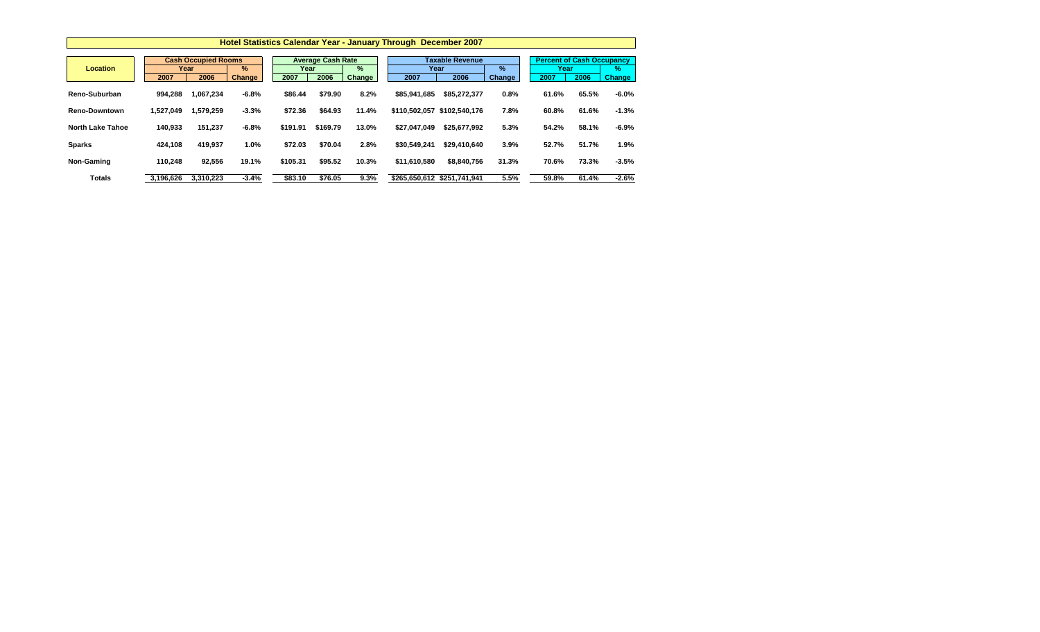# Hotel Statistics Calendar Year - January Through December 2007

| Location | Cash Occupied Rooms | | | Average Cash Rate | | | Taxable Revenue | | | Percent of Cash Occupancy | | |
|---|---|---|---|---|---|---|---|---|---|---|---|---|
| | Year | | % | Year | | % | Year | | % | Year | | % |
| | 2007 | 2006 | Change | 2007 | 2006 | Change | 2007 | 2006 | Change | 2007 | 2006 | Change |
| Reno-Suburban | 994,288 | 1,067,234 | -6.8% | $86.44 | $79.90 | 8.2% | $85,941,685 | $85,272,377 | 0.8% | 61.6% | 65.5% | -6.0% |
| Reno-Downtown | 1,527,049 | 1,579,259 | -3.3% | $72.36 | $64.93 | 11.4% | $110,502,057 | $102,540,176 | 7.8% | 60.8% | 61.6% | -1.3% |
| North Lake Tahoe | 140,933 | 151,237 | -6.8% | $191.91 | $169.79 | 13.0% | $27,047,049 | $25,677,992 | 5.3% | 54.2% | 58.1% | -6.9% |
| Sparks | 424,108 | 419,937 | 1.0% | $72.03 | $70.04 | 2.8% | $30,549,241 | $29,410,640 | 3.9% | 52.7% | 51.7% | 1.9% |
| Non-Gaming | 110,248 | 92,556 | 19.1% | $105.31 | $95.52 | 10.3% | $11,610,580 | $8,840,756 | 31.3% | 70.6% | 73.3% | -3.5% |
| Totals | 3,196,626 | 3,310,223 | -3.4% | $83.10 | $76.05 | 9.3% | $265,650,612 | $251,741,941 | 5.5% | 59.8% | 61.4% | -2.6% |